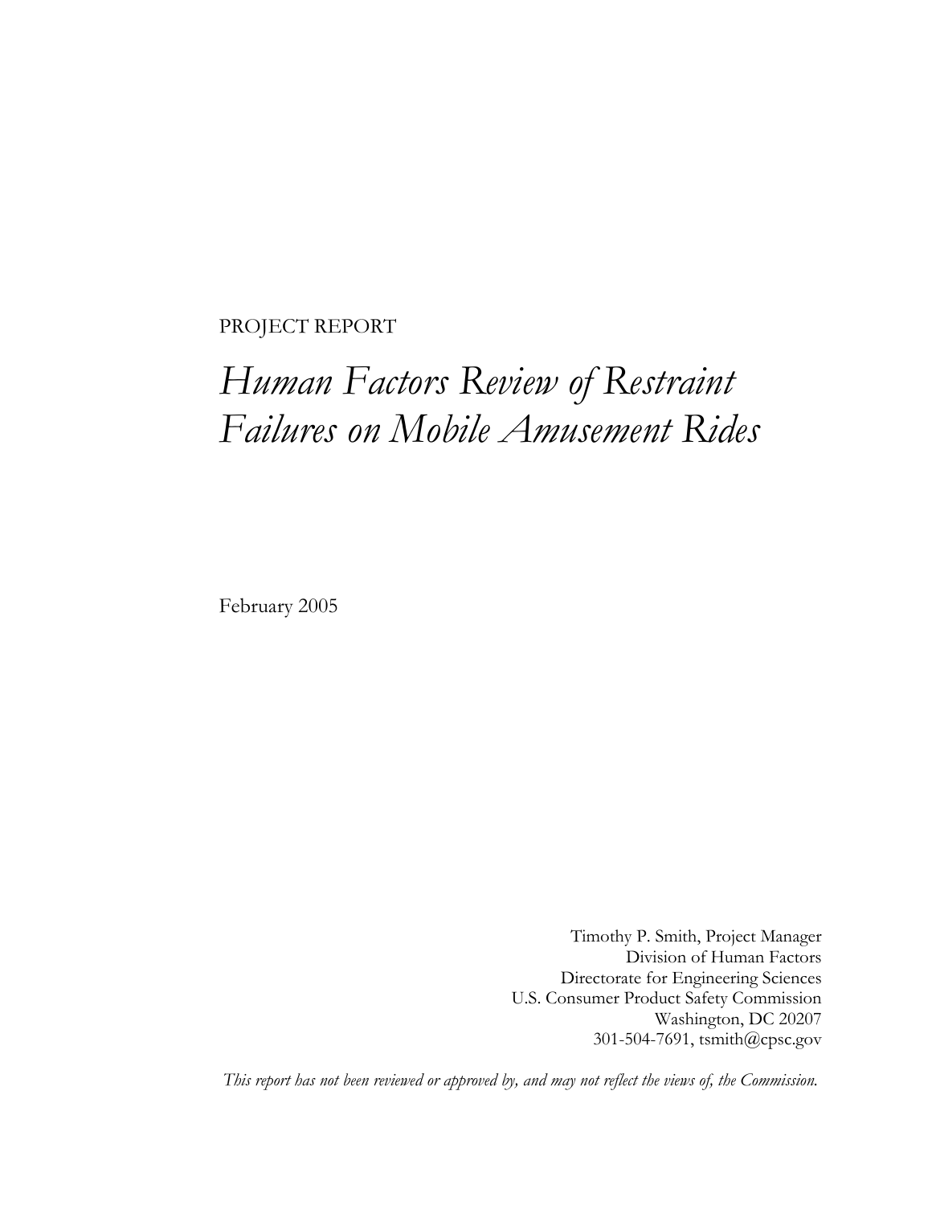PROJECT REPORT

# *Human Factors Review of Restraint Failures on Mobile Amusement Rides*

February 2005

Timothy P. Smith, Project Manager
Division of Human Factors
Directorate for Engineering Sciences
U.S. Consumer Product Safety Commission
Washington, DC 20207
301-504-7691, tsmith@cpsc.gov

*This report has not been reviewed or approved by, and may not reflect the views of, the Commission.*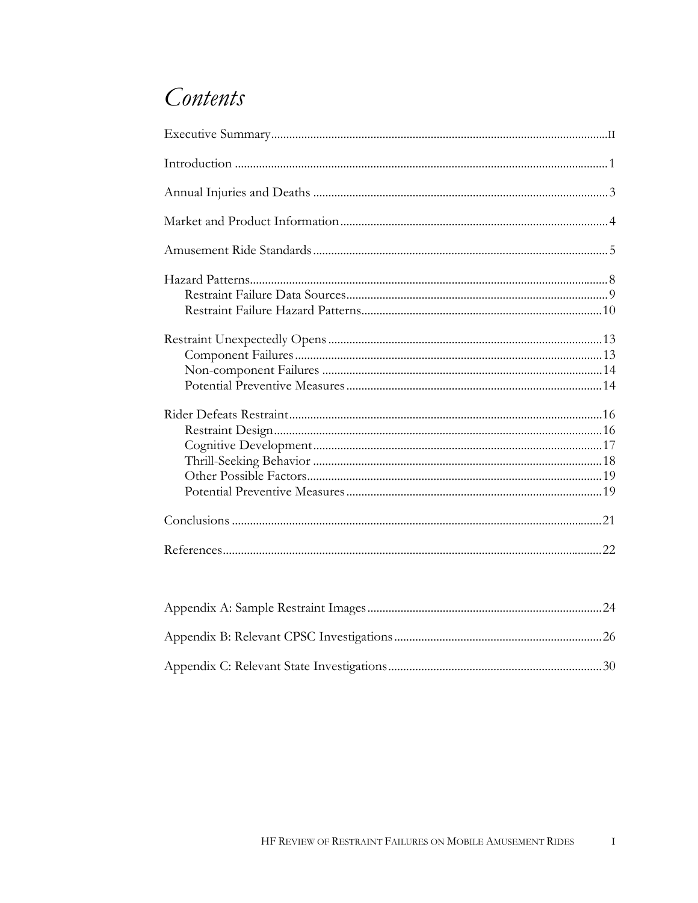# Contents

Executive Summary ........................................................................................................ II

Introduction ........................................................................................................ 1

Annual Injuries and Deaths ........................................................................................................ 3

Market and Product Information ........................................................................................................ 4

Amusement Ride Standards ........................................................................................................ 5

Hazard Patterns ........................................................................................................ 8
- Restraint Failure Data Sources ........................................................................................................ 9
- Restraint Failure Hazard Patterns ........................................................................................................ 10

Restraint Unexpectedly Opens ........................................................................................................ 13
- Component Failures ........................................................................................................ 13
- Non-component Failures ........................................................................................................ 14
- Potential Preventive Measures ........................................................................................................ 14

Rider Defeats Restraint ........................................................................................................ 16
- Restraint Design ........................................................................................................ 16
- Cognitive Development ........................................................................................................ 17
- Thrill-Seeking Behavior ........................................................................................................ 18
- Other Possible Factors ........................................................................................................ 19
- Potential Preventive Measures ........................................................................................................ 19

Conclusions ........................................................................................................ 21

References ........................................................................................................ 22

Appendix A: Sample Restraint Images ........................................................................................................ 24

Appendix B: Relevant CPSC Investigations ........................................................................................................ 26

Appendix C: Relevant State Investigations ........................................................................................................ 30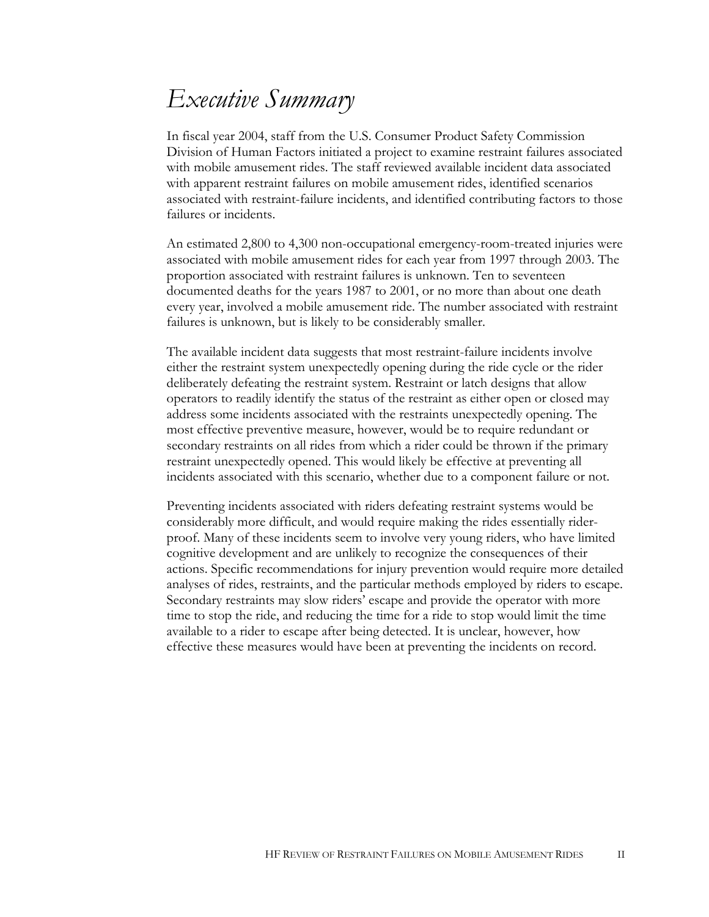# *Executive Summary*

In fiscal year 2004, staff from the U.S. Consumer Product Safety Commission Division of Human Factors initiated a project to examine restraint failures associated with mobile amusement rides. The staff reviewed available incident data associated with apparent restraint failures on mobile amusement rides, identified scenarios associated with restraint-failure incidents, and identified contributing factors to those failures or incidents.

An estimated 2,800 to 4,300 non-occupational emergency-room-treated injuries were associated with mobile amusement rides for each year from 1997 through 2003. The proportion associated with restraint failures is unknown. Ten to seventeen documented deaths for the years 1987 to 2001, or no more than about one death every year, involved a mobile amusement ride. The number associated with restraint failures is unknown, but is likely to be considerably smaller.

The available incident data suggests that most restraint-failure incidents involve either the restraint system unexpectedly opening during the ride cycle or the rider deliberately defeating the restraint system. Restraint or latch designs that allow operators to readily identify the status of the restraint as either open or closed may address some incidents associated with the restraints unexpectedly opening. The most effective preventive measure, however, would be to require redundant or secondary restraints on all rides from which a rider could be thrown if the primary restraint unexpectedly opened. This would likely be effective at preventing all incidents associated with this scenario, whether due to a component failure or not.

Preventing incidents associated with riders defeating restraint systems would be considerably more difficult, and would require making the rides essentially rider-proof. Many of these incidents seem to involve very young riders, who have limited cognitive development and are unlikely to recognize the consequences of their actions. Specific recommendations for injury prevention would require more detailed analyses of rides, restraints, and the particular methods employed by riders to escape. Secondary restraints may slow riders' escape and provide the operator with more time to stop the ride, and reducing the time for a ride to stop would limit the time available to a rider to escape after being detected. It is unclear, however, how effective these measures would have been at preventing the incidents on record.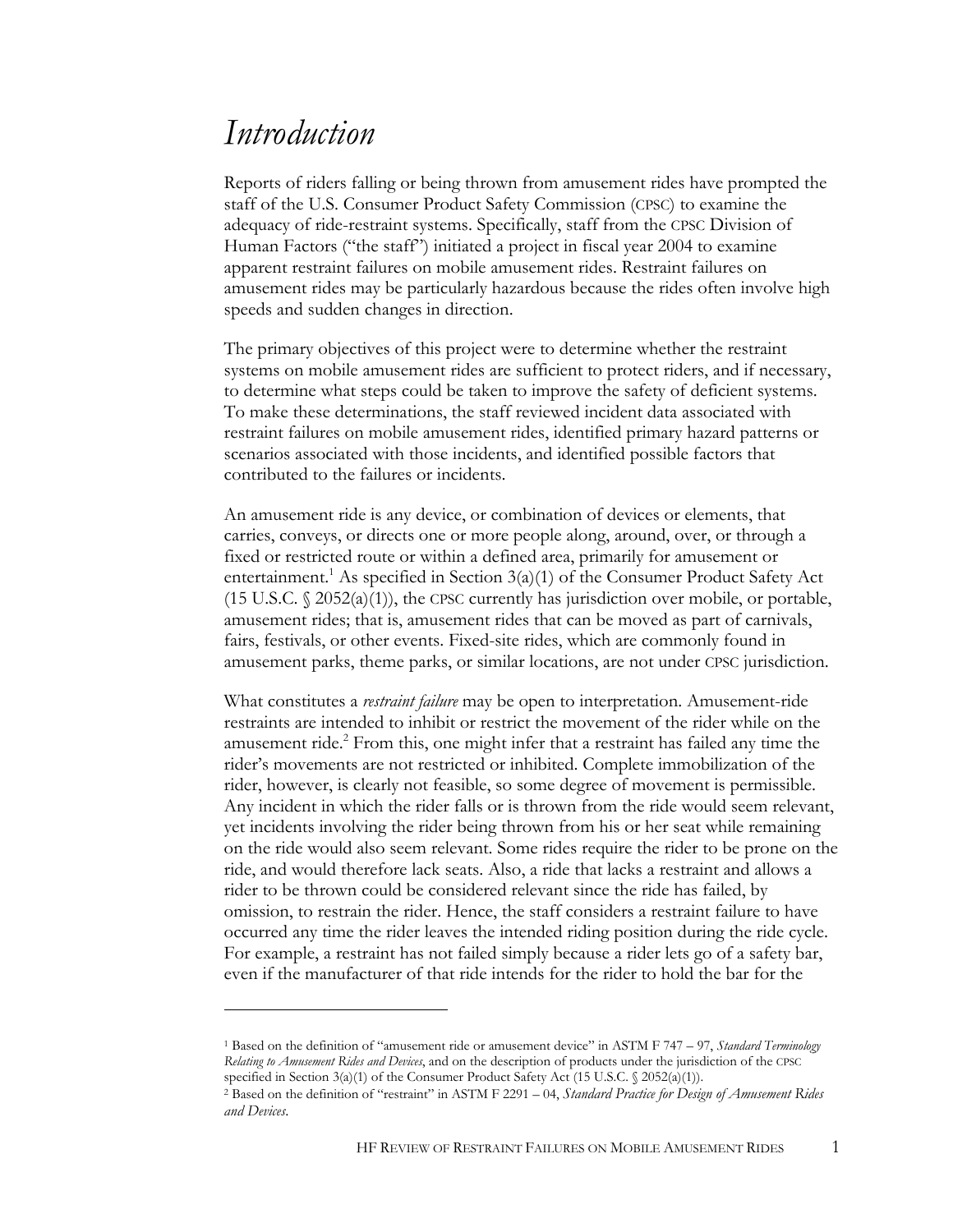# *Introduction*

Reports of riders falling or being thrown from amusement rides have prompted the staff of the U.S. Consumer Product Safety Commission (CPSC) to examine the adequacy of ride-restraint systems. Specifically, staff from the CPSC Division of Human Factors ("the staff") initiated a project in fiscal year 2004 to examine apparent restraint failures on mobile amusement rides. Restraint failures on amusement rides may be particularly hazardous because the rides often involve high speeds and sudden changes in direction.

The primary objectives of this project were to determine whether the restraint systems on mobile amusement rides are sufficient to protect riders, and if necessary, to determine what steps could be taken to improve the safety of deficient systems. To make these determinations, the staff reviewed incident data associated with restraint failures on mobile amusement rides, identified primary hazard patterns or scenarios associated with those incidents, and identified possible factors that contributed to the failures or incidents.

An amusement ride is any device, or combination of devices or elements, that carries, conveys, or directs one or more people along, around, over, or through a fixed or restricted route or within a defined area, primarily for amusement or entertainment.[1] As specified in Section 3(a)(1) of the Consumer Product Safety Act (15 U.S.C. § 2052(a)(1)), the CPSC currently has jurisdiction over mobile, or portable, amusement rides; that is, amusement rides that can be moved as part of carnivals, fairs, festivals, or other events. Fixed-site rides, which are commonly found in amusement parks, theme parks, or similar locations, are not under CPSC jurisdiction.

What constitutes a *restraint failure* may be open to interpretation. Amusement-ride restraints are intended to inhibit or restrict the movement of the rider while on the amusement ride.[2] From this, one might infer that a restraint has failed any time the rider's movements are not restricted or inhibited. Complete immobilization of the rider, however, is clearly not feasible, so some degree of movement is permissible. Any incident in which the rider falls or is thrown from the ride would seem relevant, yet incidents involving the rider being thrown from his or her seat while remaining on the ride would also seem relevant. Some rides require the rider to be prone on the ride, and would therefore lack seats. Also, a ride that lacks a restraint and allows a rider to be thrown could be considered relevant since the ride has failed, by omission, to restrain the rider. Hence, the staff considers a restraint failure to have occurred any time the rider leaves the intended riding position during the ride cycle. For example, a restraint has not failed simply because a rider lets go of a safety bar, even if the manufacturer of that ride intends for the rider to hold the bar for the

---

[1] Based on the definition of "amusement ride or amusement device" in ASTM F 747 – 97, *Standard Terminology Relating to Amusement Rides and Devices*, and on the description of products under the jurisdiction of the CPSC specified in Section 3(a)(1) of the Consumer Product Safety Act (15 U.S.C. § 2052(a)(1)).

[2] Based on the definition of "restraint" in ASTM F 2291 – 04, *Standard Practice for Design of Amusement Rides and Devices*.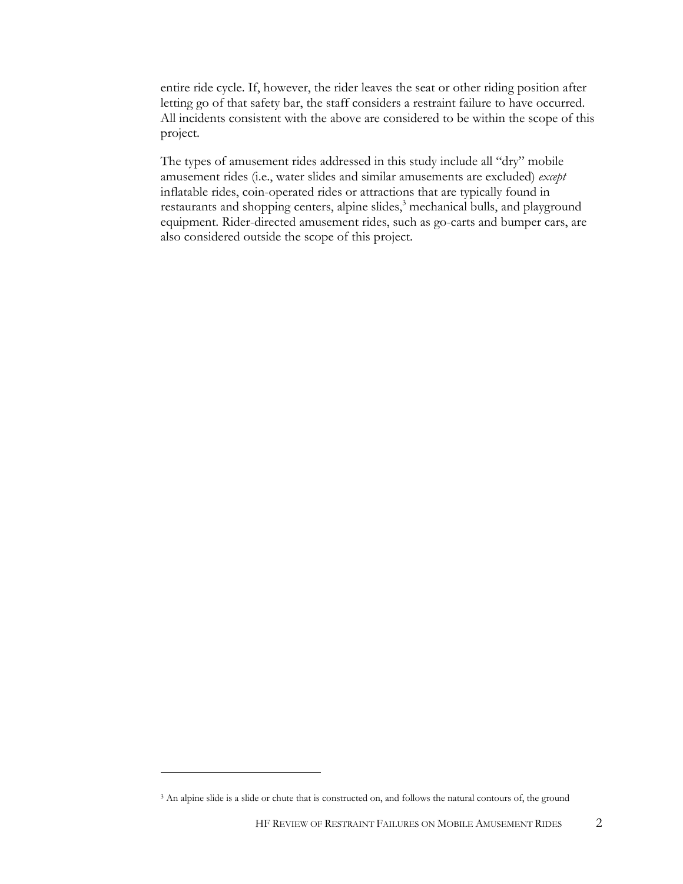entire ride cycle. If, however, the rider leaves the seat or other riding position after letting go of that safety bar, the staff considers a restraint failure to have occurred. All incidents consistent with the above are considered to be within the scope of this project.

The types of amusement rides addressed in this study include all "dry" mobile amusement rides (i.e., water slides and similar amusements are excluded) *except* inflatable rides, coin-operated rides or attractions that are typically found in restaurants and shopping centers, alpine slides,[3] mechanical bulls, and playground equipment. Rider-directed amusement rides, such as go-carts and bumper cars, are also considered outside the scope of this project.

---

[3] An alpine slide is a slide or chute that is constructed on, and follows the natural contours of, the ground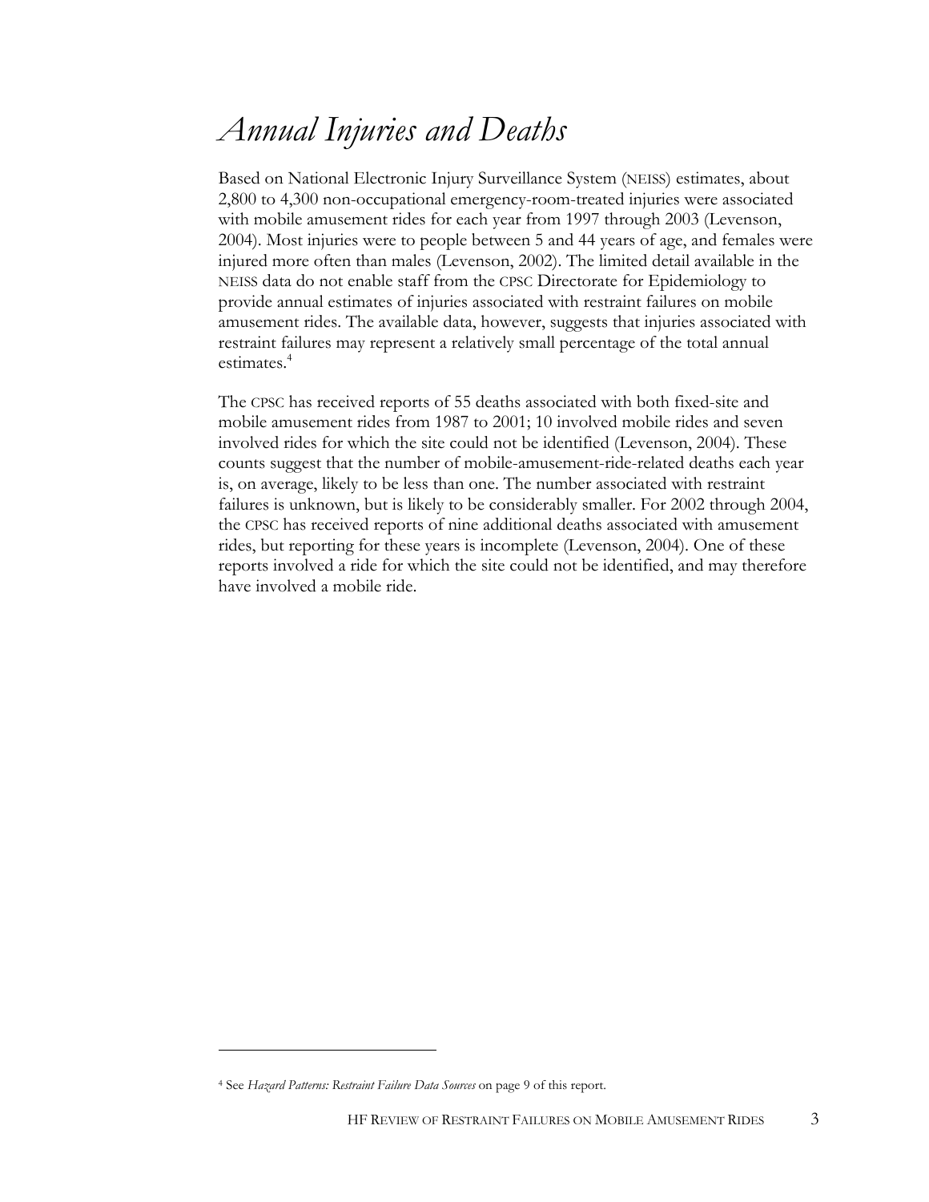# *Annual Injuries and Deaths*

Based on National Electronic Injury Surveillance System (NEISS) estimates, about 2,800 to 4,300 non-occupational emergency-room-treated injuries were associated with mobile amusement rides for each year from 1997 through 2003 (Levenson, 2004). Most injuries were to people between 5 and 44 years of age, and females were injured more often than males (Levenson, 2002). The limited detail available in the NEISS data do not enable staff from the CPSC Directorate for Epidemiology to provide annual estimates of injuries associated with restraint failures on mobile amusement rides. The available data, however, suggests that injuries associated with restraint failures may represent a relatively small percentage of the total annual estimates.[4]

The CPSC has received reports of 55 deaths associated with both fixed-site and mobile amusement rides from 1987 to 2001; 10 involved mobile rides and seven involved rides for which the site could not be identified (Levenson, 2004). These counts suggest that the number of mobile-amusement-ride-related deaths each year is, on average, likely to be less than one. The number associated with restraint failures is unknown, but is likely to be considerably smaller. For 2002 through 2004, the CPSC has received reports of nine additional deaths associated with amusement rides, but reporting for these years is incomplete (Levenson, 2004). One of these reports involved a ride for which the site could not be identified, and may therefore have involved a mobile ride.

---

[4] See *Hazard Patterns: Restraint Failure Data Sources* on page 9 of this report.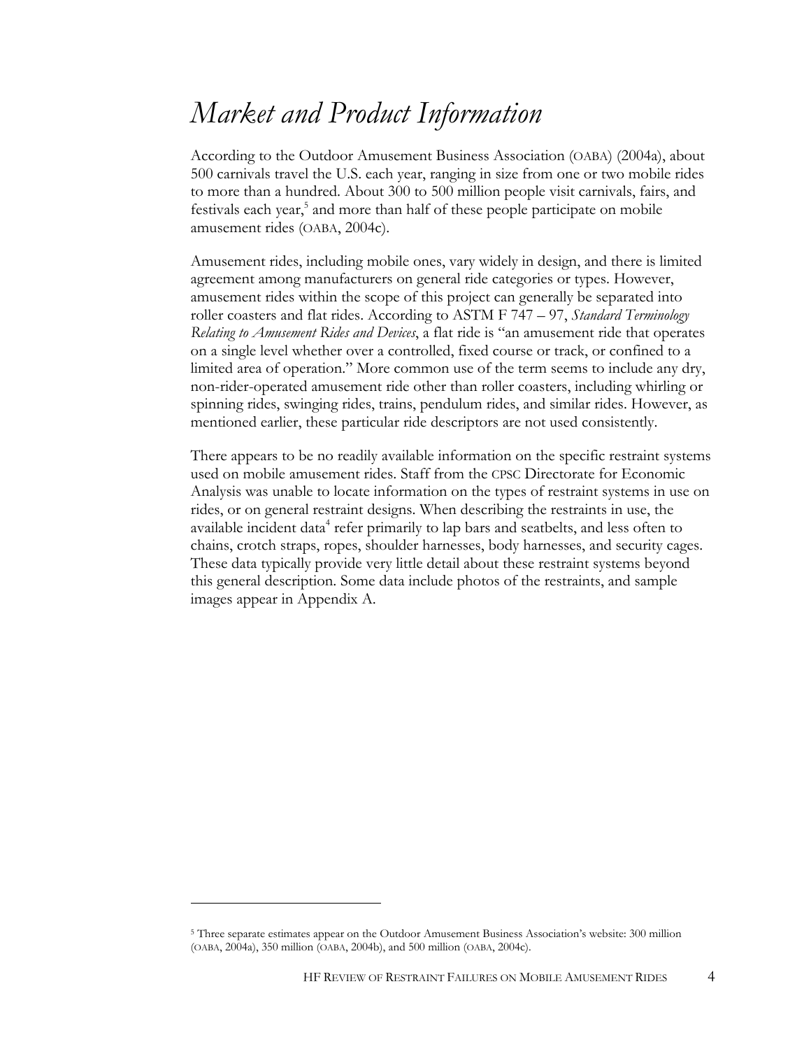# Market and Product Information

According to the Outdoor Amusement Business Association (OABA) (2004a), about 500 carnivals travel the U.S. each year, ranging in size from one or two mobile rides to more than a hundred. About 300 to 500 million people visit carnivals, fairs, and festivals each year,[5] and more than half of these people participate on mobile amusement rides (OABA, 2004c).

Amusement rides, including mobile ones, vary widely in design, and there is limited agreement among manufacturers on general ride categories or types. However, amusement rides within the scope of this project can generally be separated into roller coasters and flat rides. According to ASTM F 747 – 97, *Standard Terminology Relating to Amusement Rides and Devices*, a flat ride is "an amusement ride that operates on a single level whether over a controlled, fixed course or track, or confined to a limited area of operation." More common use of the term seems to include any dry, non-rider-operated amusement ride other than roller coasters, including whirling or spinning rides, swinging rides, trains, pendulum rides, and similar rides. However, as mentioned earlier, these particular ride descriptors are not used consistently.

There appears to be no readily available information on the specific restraint systems used on mobile amusement rides. Staff from the CPSC Directorate for Economic Analysis was unable to locate information on the types of restraint systems in use on rides, or on general restraint designs. When describing the restraints in use, the available incident data[4] refer primarily to lap bars and seatbelts, and less often to chains, crotch straps, ropes, shoulder harnesses, body harnesses, and security cages. These data typically provide very little detail about these restraint systems beyond this general description. Some data include photos of the restraints, and sample images appear in Appendix A.

---

[5] Three separate estimates appear on the Outdoor Amusement Business Association's website: 300 million (OABA, 2004a), 350 million (OABA, 2004b), and 500 million (OABA, 2004c).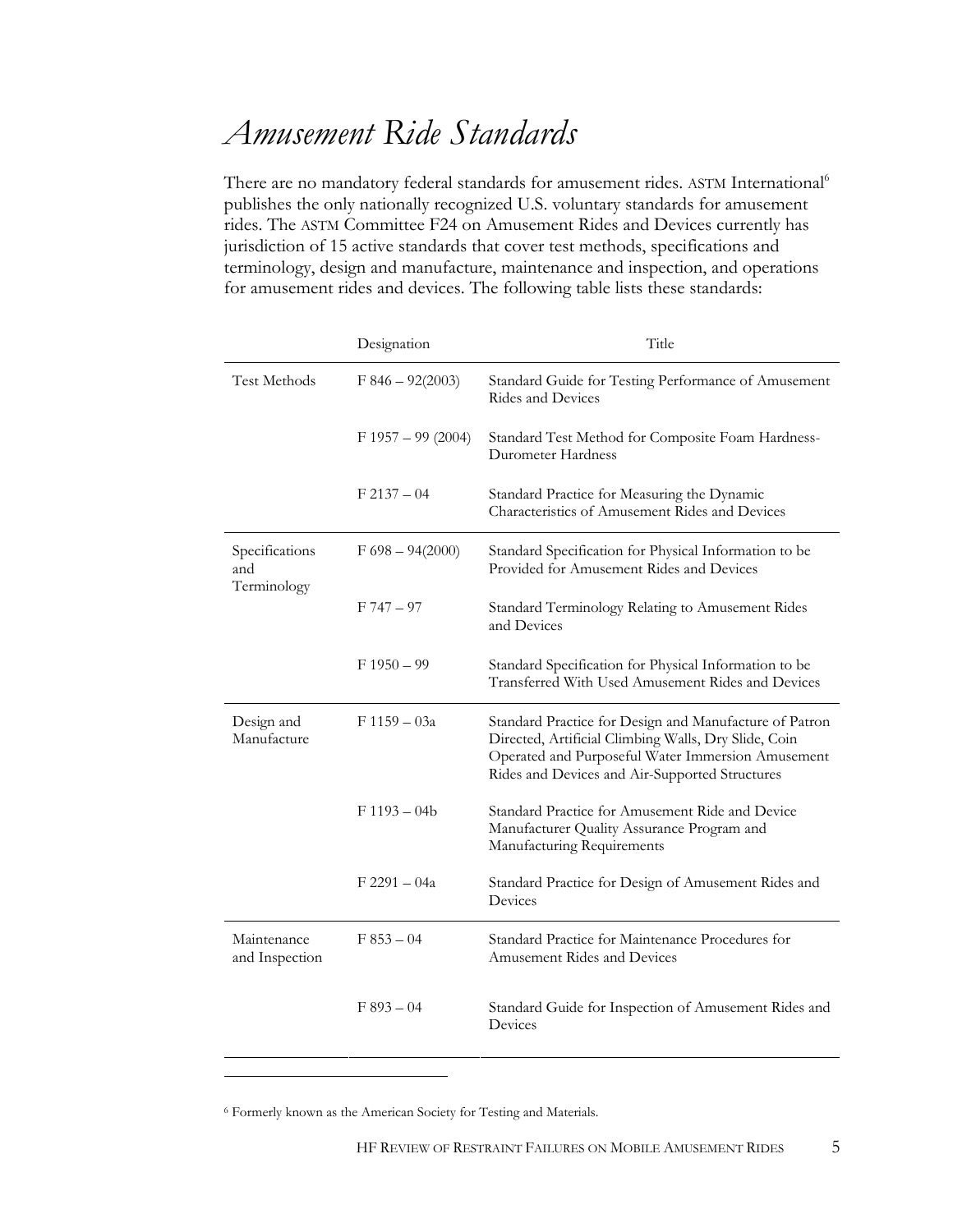# *Amusement Ride Standards*

There are no mandatory federal standards for amusement rides. ASTM International[6] publishes the only nationally recognized U.S. voluntary standards for amusement rides. The ASTM Committee F24 on Amusement Rides and Devices currently has jurisdiction of 15 active standards that cover test methods, specifications and terminology, design and manufacture, maintenance and inspection, and operations for amusement rides and devices. The following table lists these standards:

| | Designation | Title |
|---|---|---|
| Test Methods | F 846 – 92(2003) | Standard Guide for Testing Performance of Amusement Rides and Devices |
| | F 1957 – 99 (2004) | Standard Test Method for Composite Foam Hardness-Durometer Hardness |
| | F 2137 – 04 | Standard Practice for Measuring the Dynamic Characteristics of Amusement Rides and Devices |
| Specifications and Terminology | F 698 – 94(2000) | Standard Specification for Physical Information to be Provided for Amusement Rides and Devices |
| | F 747 – 97 | Standard Terminology Relating to Amusement Rides and Devices |
| | F 1950 – 99 | Standard Specification for Physical Information to be Transferred With Used Amusement Rides and Devices |
| Design and Manufacture | F 1159 – 03a | Standard Practice for Design and Manufacture of Patron Directed, Artificial Climbing Walls, Dry Slide, Coin Operated and Purposeful Water Immersion Amusement Rides and Devices and Air-Supported Structures |
| | F 1193 – 04b | Standard Practice for Amusement Ride and Device Manufacturer Quality Assurance Program and Manufacturing Requirements |
| | F 2291 – 04a | Standard Practice for Design of Amusement Rides and Devices |
| Maintenance and Inspection | F 853 – 04 | Standard Practice for Maintenance Procedures for Amusement Rides and Devices |
| | F 893 – 04 | Standard Guide for Inspection of Amusement Rides and Devices |

[6] Formerly known as the American Society for Testing and Materials.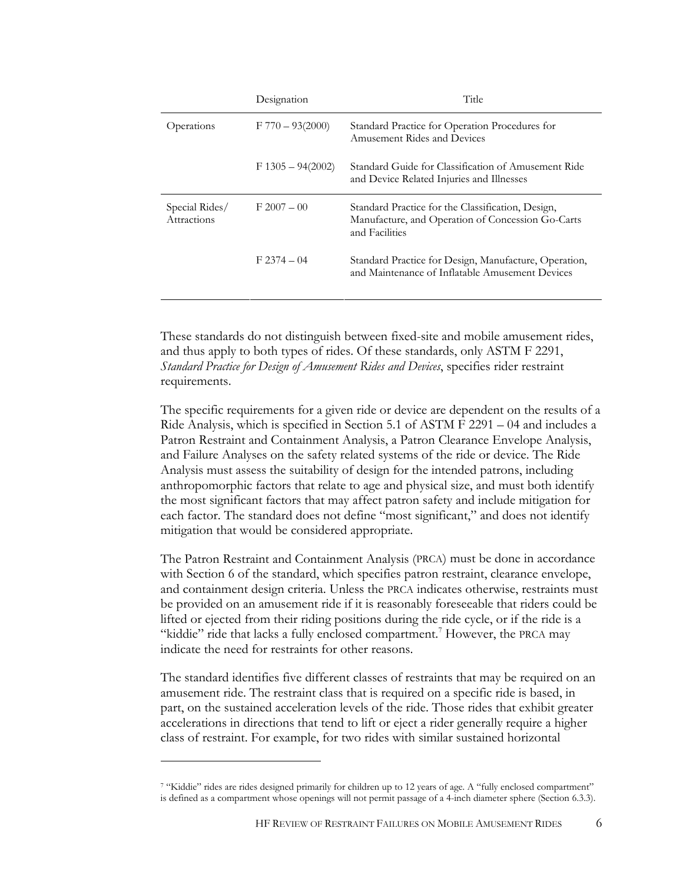| | Designation | Title |
|---|---|---|
| Operations | F 770 – 93(2000) | Standard Practice for Operation Procedures for Amusement Rides and Devices |
| | F 1305 – 94(2002) | Standard Guide for Classification of Amusement Ride and Device Related Injuries and Illnesses |
| Special Rides/ Attractions | F 2007 – 00 | Standard Practice for the Classification, Design, Manufacture, and Operation of Concession Go-Carts and Facilities |
| | F 2374 – 04 | Standard Practice for Design, Manufacture, Operation, and Maintenance of Inflatable Amusement Devices |

These standards do not distinguish between fixed-site and mobile amusement rides, and thus apply to both types of rides. Of these standards, only ASTM F 2291, *Standard Practice for Design of Amusement Rides and Devices*, specifies rider restraint requirements.

The specific requirements for a given ride or device are dependent on the results of a Ride Analysis, which is specified in Section 5.1 of ASTM F 2291 – 04 and includes a Patron Restraint and Containment Analysis, a Patron Clearance Envelope Analysis, and Failure Analyses on the safety related systems of the ride or device. The Ride Analysis must assess the suitability of design for the intended patrons, including anthropomorphic factors that relate to age and physical size, and must both identify the most significant factors that may affect patron safety and include mitigation for each factor. The standard does not define "most significant," and does not identify mitigation that would be considered appropriate.

The Patron Restraint and Containment Analysis (PRCA) must be done in accordance with Section 6 of the standard, which specifies patron restraint, clearance envelope, and containment design criteria. Unless the PRCA indicates otherwise, restraints must be provided on an amusement ride if it is reasonably foreseeable that riders could be lifted or ejected from their riding positions during the ride cycle, or if the ride is a "kiddie" ride that lacks a fully enclosed compartment.[7] However, the PRCA may indicate the need for restraints for other reasons.

The standard identifies five different classes of restraints that may be required on an amusement ride. The restraint class that is required on a specific ride is based, in part, on the sustained acceleration levels of the ride. Those rides that exhibit greater accelerations in directions that tend to lift or eject a rider generally require a higher class of restraint. For example, for two rides with similar sustained horizontal

[7] "Kiddie" rides are rides designed primarily for children up to 12 years of age. A "fully enclosed compartment" is defined as a compartment whose openings will not permit passage of a 4-inch diameter sphere (Section 6.3.3).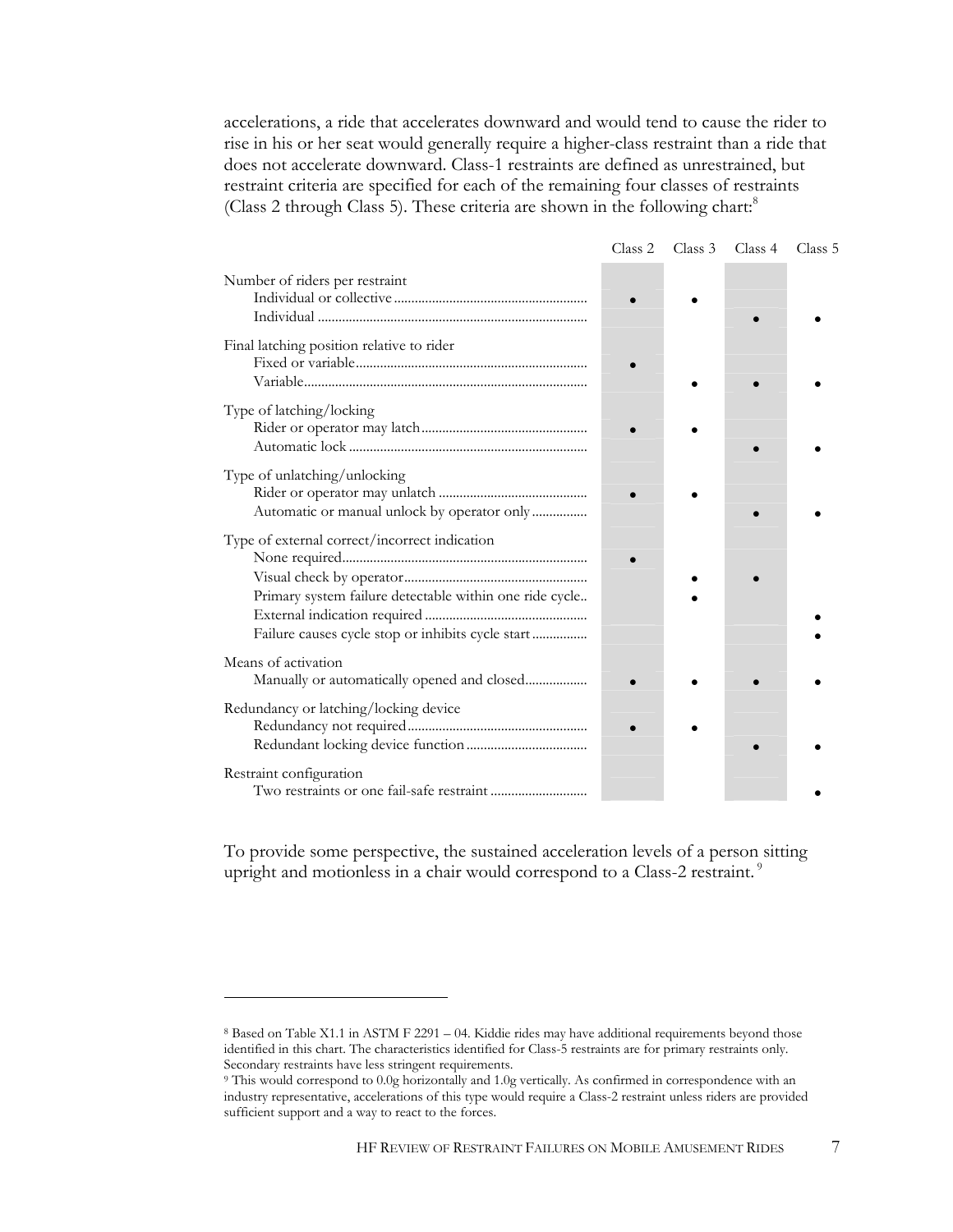accelerations, a ride that accelerates downward and would tend to cause the rider to rise in his or her seat would generally require a higher-class restraint than a ride that does not accelerate downward. Class-1 restraints are defined as unrestrained, but restraint criteria are specified for each of the remaining four classes of restraints (Class 2 through Class 5). These criteria are shown in the following chart:[8]

| | Class 2 | Class 3 | Class 4 | Class 5 |
|---|---|---|---|---|
| **Number of riders per restraint** | | | | |
| Individual or collective | • | • | | |
| Individual | | | • | • |
| **Final latching position relative to rider** | | | | |
| Fixed or variable | • | | | |
| Variable | | • | • | • |
| **Type of latching/locking** | | | | |
| Rider or operator may latch | • | • | | |
| Automatic lock | | | • | • |
| **Type of unlatching/unlocking** | | | | |
| Rider or operator may unlatch | • | • | | |
| Automatic or manual unlock by operator only | | | • | • |
| **Type of external correct/incorrect indication** | | | | |
| None required | • | | | |
| Visual check by operator | | • | • | |
| Primary system failure detectable within one ride cycle | | • | | |
| External indication required | | | | • |
| Failure causes cycle stop or inhibits cycle start | | | | • |
| **Means of activation** | | | | |
| Manually or automatically opened and closed | • | • | • | • |
| **Redundancy or latching/locking device** | | | | |
| Redundancy not required | • | • | | |
| Redundant locking device function | | | • | • |
| **Restraint configuration** | | | | |
| Two restraints or one fail-safe restraint | | | | • |

To provide some perspective, the sustained acceleration levels of a person sitting upright and motionless in a chair would correspond to a Class-2 restraint.[9]

---

[8] Based on Table X1.1 in ASTM F 2291 – 04. Kiddie rides may have additional requirements beyond those identified in this chart. The characteristics identified for Class-5 restraints are for primary restraints only. Secondary restraints have less stringent requirements.

[9] This would correspond to 0.0g horizontally and 1.0g vertically. As confirmed in correspondence with an industry representative, accelerations of this type would require a Class-2 restraint unless riders are provided sufficient support and a way to react to the forces.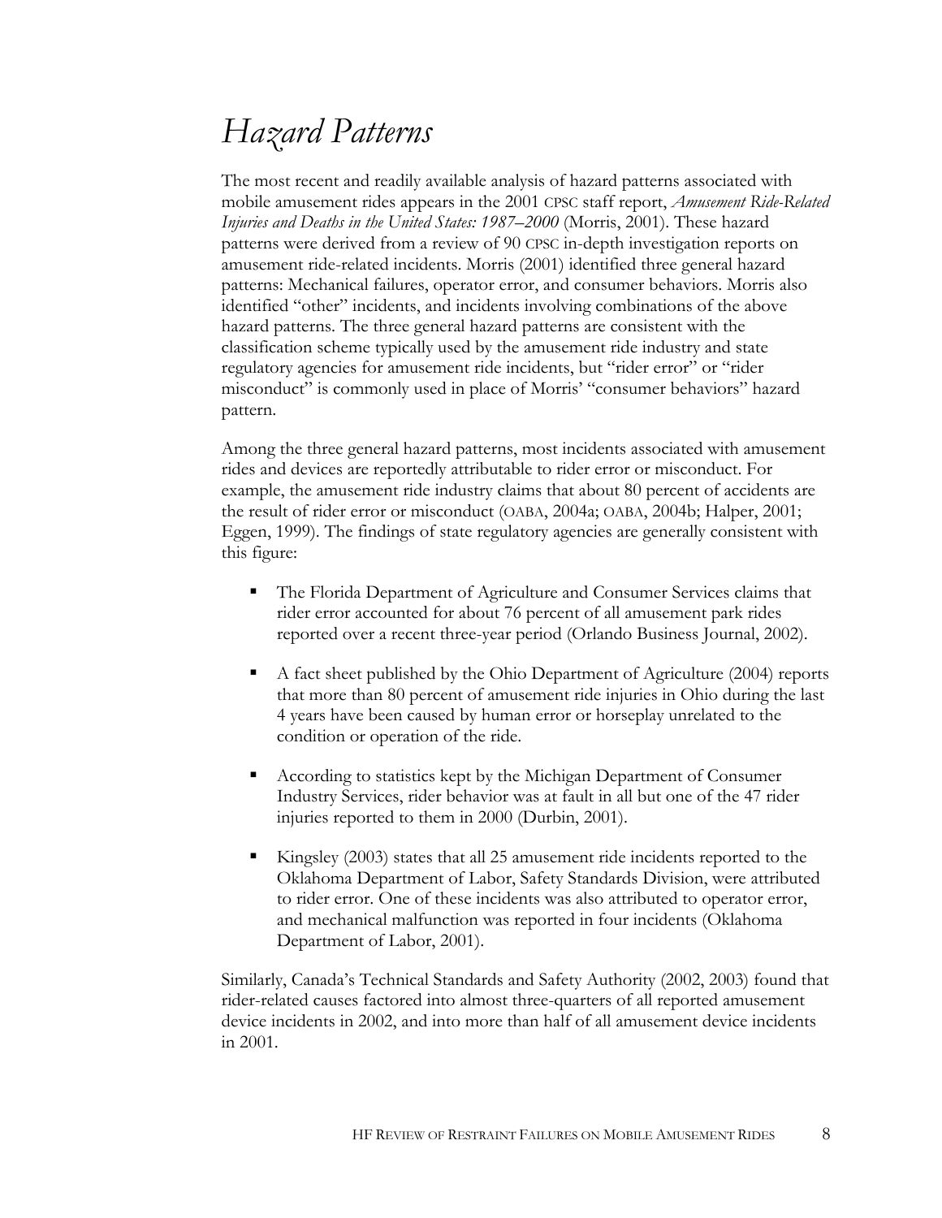# *Hazard Patterns*

The most recent and readily available analysis of hazard patterns associated with mobile amusement rides appears in the 2001 CPSC staff report, *Amusement Ride-Related Injuries and Deaths in the United States: 1987–2000* (Morris, 2001). These hazard patterns were derived from a review of 90 CPSC in-depth investigation reports on amusement ride-related incidents. Morris (2001) identified three general hazard patterns: Mechanical failures, operator error, and consumer behaviors. Morris also identified "other" incidents, and incidents involving combinations of the above hazard patterns. The three general hazard patterns are consistent with the classification scheme typically used by the amusement ride industry and state regulatory agencies for amusement ride incidents, but "rider error" or "rider misconduct" is commonly used in place of Morris' "consumer behaviors" hazard pattern.

Among the three general hazard patterns, most incidents associated with amusement rides and devices are reportedly attributable to rider error or misconduct. For example, the amusement ride industry claims that about 80 percent of accidents are the result of rider error or misconduct (OABA, 2004a; OABA, 2004b; Halper, 2001; Eggen, 1999). The findings of state regulatory agencies are generally consistent with this figure:

- The Florida Department of Agriculture and Consumer Services claims that rider error accounted for about 76 percent of all amusement park rides reported over a recent three-year period (Orlando Business Journal, 2002).
- A fact sheet published by the Ohio Department of Agriculture (2004) reports that more than 80 percent of amusement ride injuries in Ohio during the last 4 years have been caused by human error or horseplay unrelated to the condition or operation of the ride.
- According to statistics kept by the Michigan Department of Consumer Industry Services, rider behavior was at fault in all but one of the 47 rider injuries reported to them in 2000 (Durbin, 2001).
- Kingsley (2003) states that all 25 amusement ride incidents reported to the Oklahoma Department of Labor, Safety Standards Division, were attributed to rider error. One of these incidents was also attributed to operator error, and mechanical malfunction was reported in four incidents (Oklahoma Department of Labor, 2001).

Similarly, Canada's Technical Standards and Safety Authority (2002, 2003) found that rider-related causes factored into almost three-quarters of all reported amusement device incidents in 2002, and into more than half of all amusement device incidents in 2001.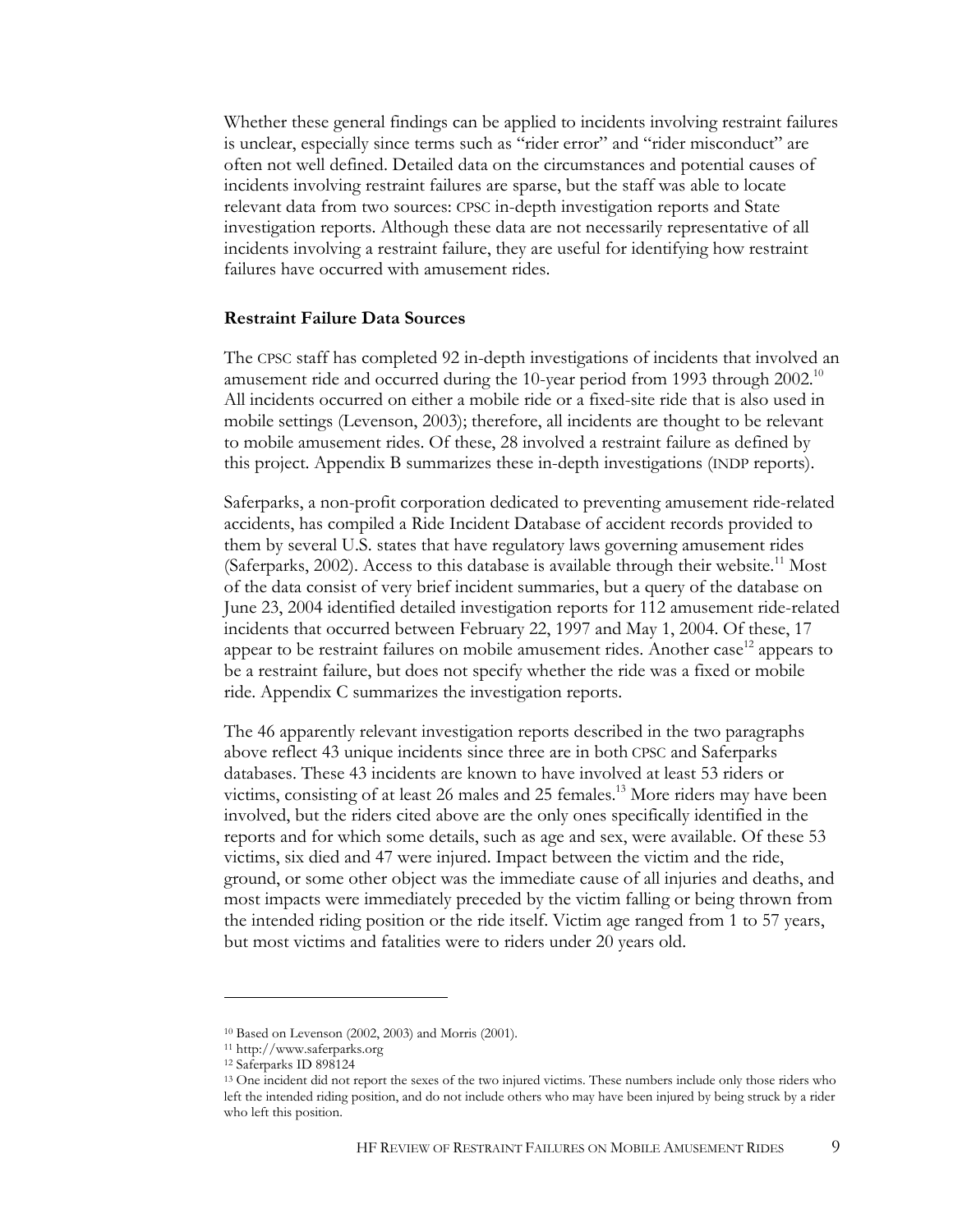Whether these general findings can be applied to incidents involving restraint failures is unclear, especially since terms such as "rider error" and "rider misconduct" are often not well defined. Detailed data on the circumstances and potential causes of incidents involving restraint failures are sparse, but the staff was able to locate relevant data from two sources: CPSC in-depth investigation reports and State investigation reports. Although these data are not necessarily representative of all incidents involving a restraint failure, they are useful for identifying how restraint failures have occurred with amusement rides.

**Restraint Failure Data Sources**

The CPSC staff has completed 92 in-depth investigations of incidents that involved an amusement ride and occurred during the 10-year period from 1993 through 2002.[10] All incidents occurred on either a mobile ride or a fixed-site ride that is also used in mobile settings (Levenson, 2003); therefore, all incidents are thought to be relevant to mobile amusement rides. Of these, 28 involved a restraint failure as defined by this project. Appendix B summarizes these in-depth investigations (INDP reports).

Saferparks, a non-profit corporation dedicated to preventing amusement ride-related accidents, has compiled a Ride Incident Database of accident records provided to them by several U.S. states that have regulatory laws governing amusement rides (Saferparks, 2002). Access to this database is available through their website.[11] Most of the data consist of very brief incident summaries, but a query of the database on June 23, 2004 identified detailed investigation reports for 112 amusement ride-related incidents that occurred between February 22, 1997 and May 1, 2004. Of these, 17 appear to be restraint failures on mobile amusement rides. Another case[12] appears to be a restraint failure, but does not specify whether the ride was a fixed or mobile ride. Appendix C summarizes the investigation reports.

The 46 apparently relevant investigation reports described in the two paragraphs above reflect 43 unique incidents since three are in both CPSC and Saferparks databases. These 43 incidents are known to have involved at least 53 riders or victims, consisting of at least 26 males and 25 females.[13] More riders may have been involved, but the riders cited above are the only ones specifically identified in the reports and for which some details, such as age and sex, were available. Of these 53 victims, six died and 47 were injured. Impact between the victim and the ride, ground, or some other object was the immediate cause of all injuries and deaths, and most impacts were immediately preceded by the victim falling or being thrown from the intended riding position or the ride itself. Victim age ranged from 1 to 57 years, but most victims and fatalities were to riders under 20 years old.

---

[10] Based on Levenson (2002, 2003) and Morris (2001).

[11] http://www.saferparks.org

[12] Saferparks ID 898124

[13] One incident did not report the sexes of the two injured victims. These numbers include only those riders who left the intended riding position, and do not include others who may have been injured by being struck by a rider who left this position.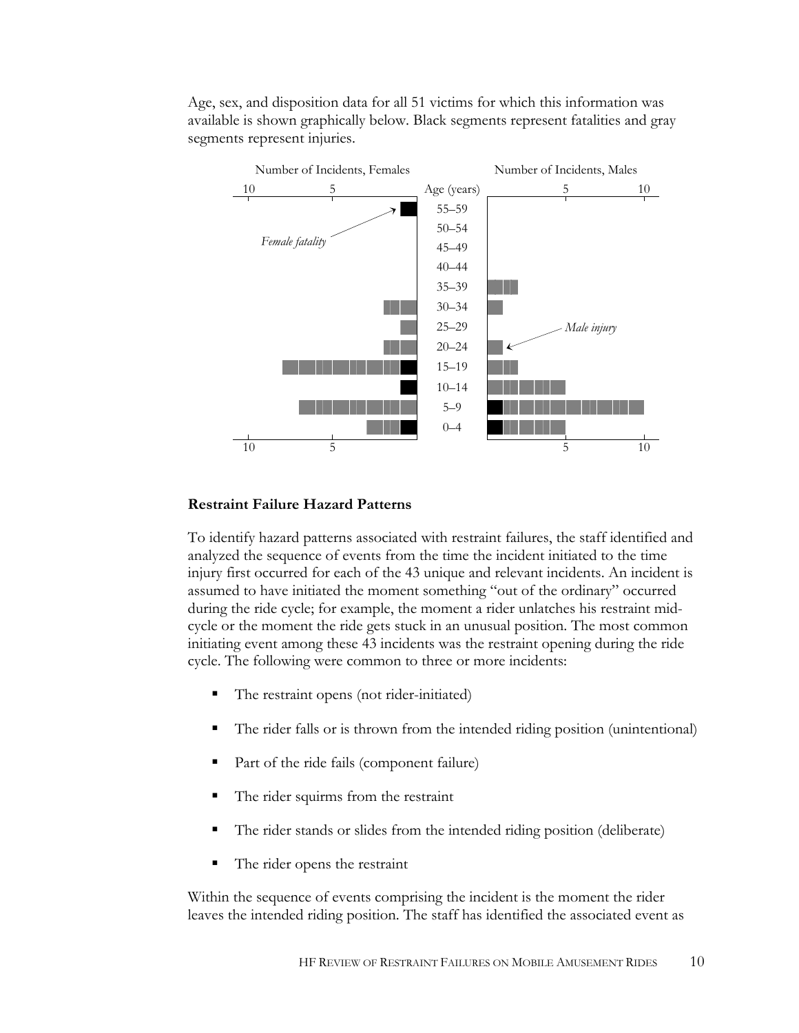Age, sex, and disposition data for all 51 victims for which this information was available is shown graphically below. Black segments represent fatalities and gray segments represent injuries.

Restraint Failure Hazard Patterns

**Restraint Failure Hazard Patterns**

To identify hazard patterns associated with restraint failures, the staff identified and analyzed the sequence of events from the time the incident initiated to the time injury first occurred for each of the 43 unique and relevant incidents. An incident is assumed to have initiated the moment something "out of the ordinary" occurred during the ride cycle; for example, the moment a rider unlatches his restraint mid-cycle or the moment the ride gets stuck in an unusual position. The most common initiating event among these 43 incidents was the restraint opening during the ride cycle. The following were common to three or more incidents:

- The restraint opens (not rider-initiated)
- The rider falls or is thrown from the intended riding position (unintentional)
- Part of the ride fails (component failure)
- The rider squirms from the restraint
- The rider stands or slides from the intended riding position (deliberate)
- The rider opens the restraint

Within the sequence of events comprising the incident is the moment the rider leaves the intended riding position. The staff has identified the associated event as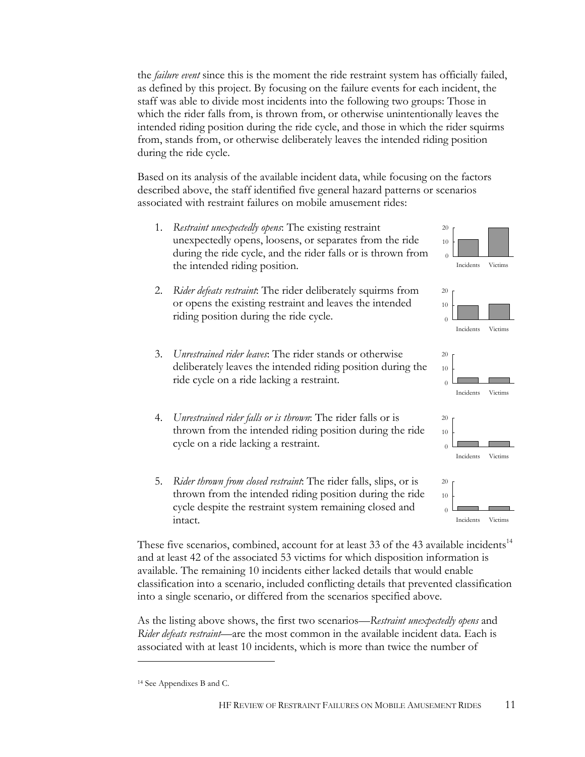the *failure event* since this is the moment the ride restraint system has officially failed, as defined by this project. By focusing on the failure events for each incident, the staff was able to divide most incidents into the following two groups: Those in which the rider falls from, is thrown from, or otherwise unintentionally leaves the intended riding position during the ride cycle, and those in which the rider squirms from, stands from, or otherwise deliberately leaves the intended riding position during the ride cycle.

Based on its analysis of the available incident data, while focusing on the factors described above, the staff identified five general hazard patterns or scenarios associated with restraint failures on mobile amusement rides:

1. *Restraint unexpectedly opens*: The existing restraint unexpectedly opens, loosens, or separates from the ride during the ride cycle, and the rider falls or is thrown from the intended riding position.

2. *Rider defeats restraint*: The rider deliberately squirms from or opens the existing restraint and leaves the intended riding position during the ride cycle.

3. *Unrestrained rider leaves*: The rider stands or otherwise deliberately leaves the intended riding position during the ride cycle on a ride lacking a restraint.

4. *Unrestrained rider falls or is thrown*: The rider falls or is thrown from the intended riding position during the ride cycle on a ride lacking a restraint.

5. *Rider thrown from closed restraint*: The rider falls, slips, or is thrown from the intended riding position during the ride cycle despite the restraint system remaining closed and intact.

These five scenarios, combined, account for at least 33 of the 43 available incidents[14] and at least 42 of the associated 53 victims for which disposition information is available. The remaining 10 incidents either lacked details that would enable classification into a scenario, included conflicting details that prevented classification into a single scenario, or differed from the scenarios specified above.

As the listing above shows, the first two scenarios—*Restraint unexpectedly opens* and *Rider defeats restraint*—are the most common in the available incident data. Each is associated with at least 10 incidents, which is more than twice the number of

[14] See Appendixes B and C.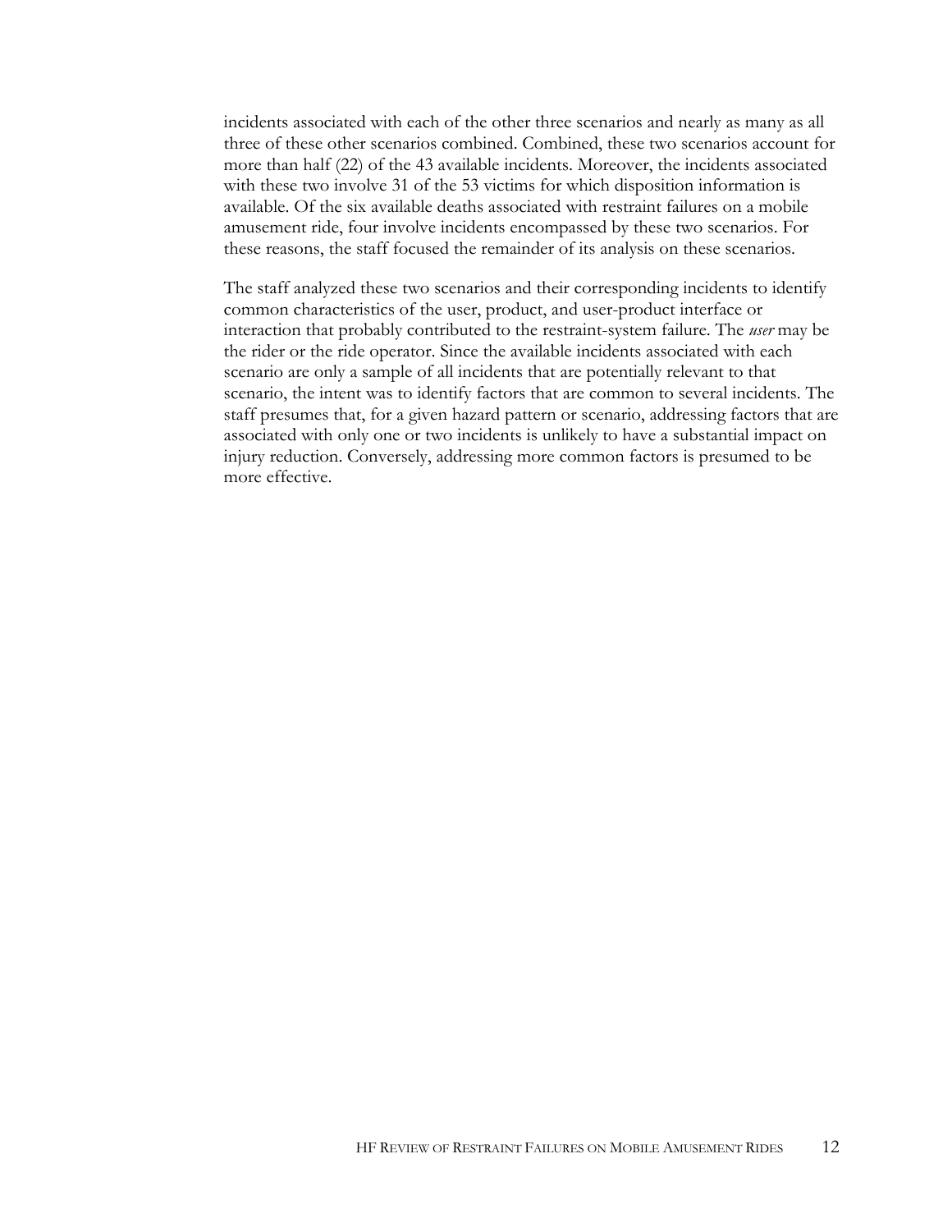incidents associated with each of the other three scenarios and nearly as many as all three of these other scenarios combined. Combined, these two scenarios account for more than half (22) of the 43 available incidents. Moreover, the incidents associated with these two involve 31 of the 53 victims for which disposition information is available. Of the six available deaths associated with restraint failures on a mobile amusement ride, four involve incidents encompassed by these two scenarios. For these reasons, the staff focused the remainder of its analysis on these scenarios.

The staff analyzed these two scenarios and their corresponding incidents to identify common characteristics of the user, product, and user-product interface or interaction that probably contributed to the restraint-system failure. The *user* may be the rider or the ride operator. Since the available incidents associated with each scenario are only a sample of all incidents that are potentially relevant to that scenario, the intent was to identify factors that are common to several incidents. The staff presumes that, for a given hazard pattern or scenario, addressing factors that are associated with only one or two incidents is unlikely to have a substantial impact on injury reduction. Conversely, addressing more common factors is presumed to be more effective.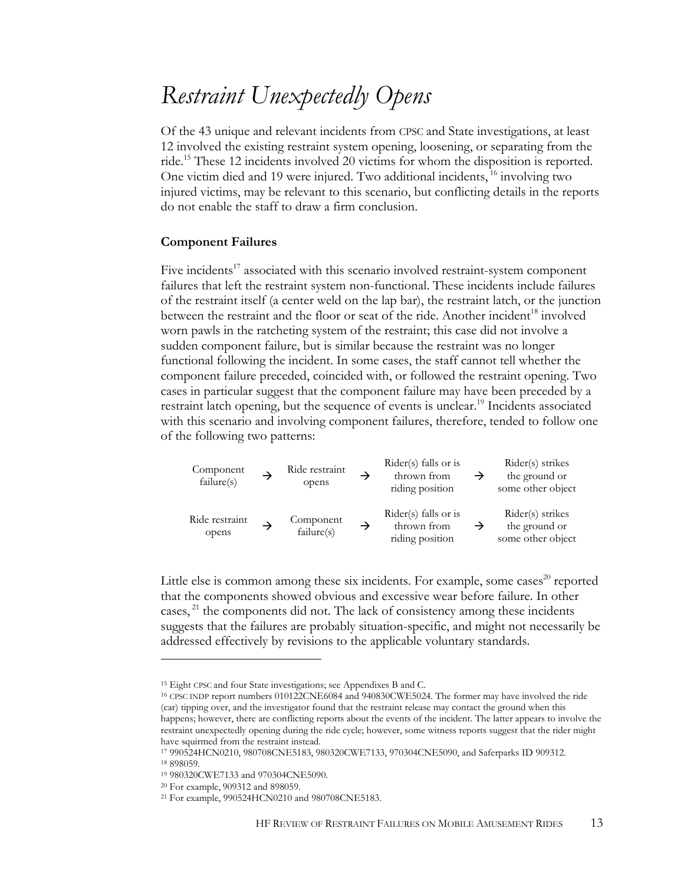# *Restraint Unexpectedly Opens*

Of the 43 unique and relevant incidents from CPSC and State investigations, at least 12 involved the existing restraint system opening, loosening, or separating from the ride.[15] These 12 incidents involved 20 victims for whom the disposition is reported. One victim died and 19 were injured. Two additional incidents,[16] involving two injured victims, may be relevant to this scenario, but conflicting details in the reports do not enable the staff to draw a firm conclusion.

**Component Failures**

Five incidents[17] associated with this scenario involved restraint-system component failures that left the restraint system non-functional. These incidents include failures of the restraint itself (a center weld on the lap bar), the restraint latch, or the junction between the restraint and the floor or seat of the ride. Another incident[18] involved worn pawls in the ratcheting system of the restraint; this case did not involve a sudden component failure, but is similar because the restraint was no longer functional following the incident. In some cases, the staff cannot tell whether the component failure preceded, coincided with, or followed the restraint opening. Two cases in particular suggest that the component failure may have been preceded by a restraint latch opening, but the sequence of events is unclear.[19] Incidents associated with this scenario and involving component failures, therefore, tended to follow one of the following two patterns:

| | | | | | | |
|---|---|---|---|---|---|---|
| Component failure(s) | → | Ride restraint opens | → | Rider(s) falls or is thrown from riding position | → | Rider(s) strikes the ground or some other object |
| Ride restraint opens | → | Component failure(s) | → | Rider(s) falls or is thrown from riding position | → | Rider(s) strikes the ground or some other object |

Little else is common among these six incidents. For example, some cases[20] reported that the components showed obvious and excessive wear before failure. In other cases,[21] the components did not. The lack of consistency among these incidents suggests that the failures are probably situation-specific, and might not necessarily be addressed effectively by revisions to the applicable voluntary standards.

---

[15] Eight CPSC and four State investigations; see Appendixes B and C.

[16] CPSC INDP report numbers 010122CNE6084 and 940830CWE5024. The former may have involved the ride (car) tipping over, and the investigator found that the restraint release may contact the ground when this happens; however, there are conflicting reports about the events of the incident. The latter appears to involve the restraint unexpectedly opening during the ride cycle; however, some witness reports suggest that the rider might have squirmed from the restraint instead.

[17] 990524HCN0210, 980708CNE5183, 980320CWE7133, 970304CNE5090, and Saferparks ID 909312.

[18] 898059.

[19] 980320CWE7133 and 970304CNE5090.

[20] For example, 909312 and 898059.

[21] For example, 990524HCN0210 and 980708CNE5183.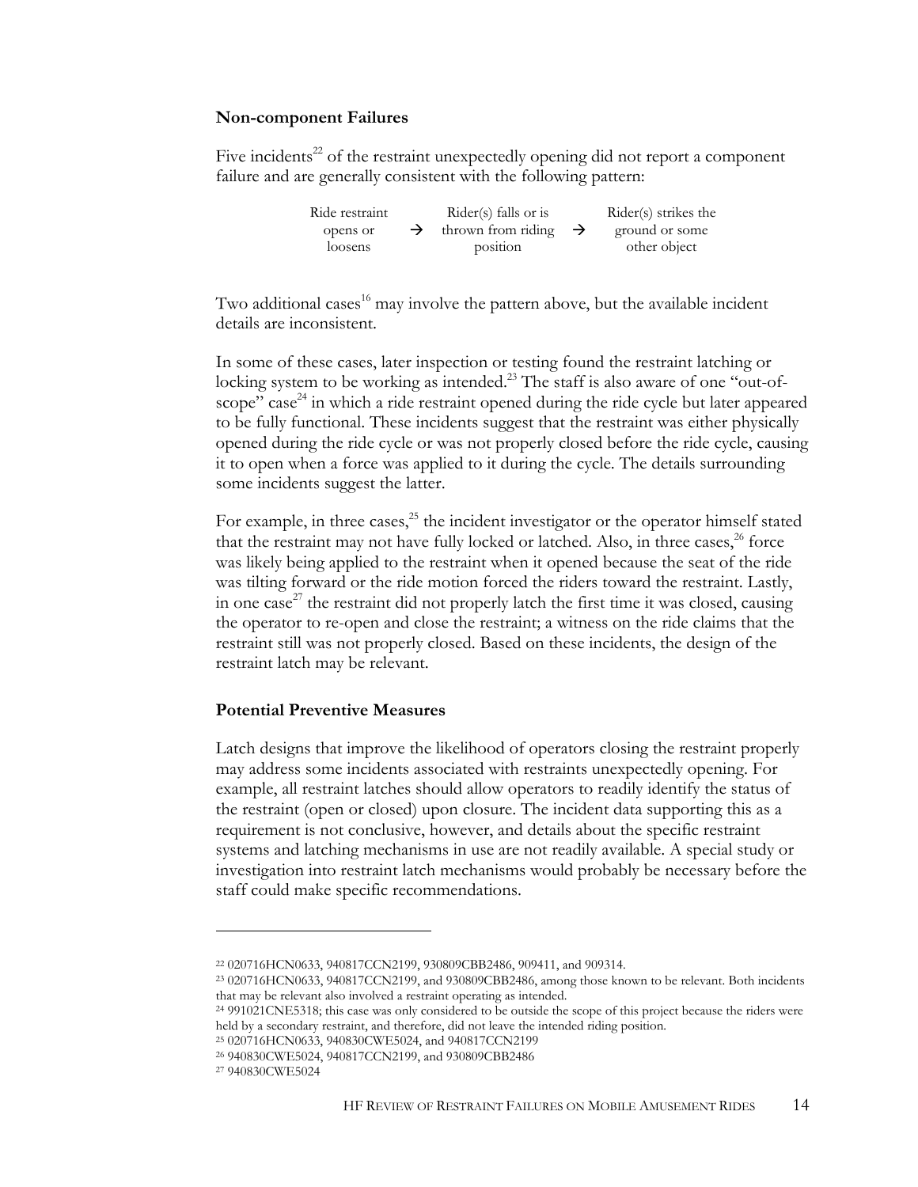### Non-component Failures

Five incidents[22] of the restraint unexpectedly opening did not report a component failure and are generally consistent with the following pattern:

Ride restraint opens or loosens → Rider(s) falls or is thrown from riding position → Rider(s) strikes the ground or some other object

Two additional cases[16] may involve the pattern above, but the available incident details are inconsistent.

In some of these cases, later inspection or testing found the restraint latching or locking system to be working as intended.[23] The staff is also aware of one "out-of-scope" case[24] in which a ride restraint opened during the ride cycle but later appeared to be fully functional. These incidents suggest that the restraint was either physically opened during the ride cycle or was not properly closed before the ride cycle, causing it to open when a force was applied to it during the cycle. The details surrounding some incidents suggest the latter.

For example, in three cases,[25] the incident investigator or the operator himself stated that the restraint may not have fully locked or latched. Also, in three cases,[26] force was likely being applied to the restraint when it opened because the seat of the ride was tilting forward or the ride motion forced the riders toward the restraint. Lastly, in one case[27] the restraint did not properly latch the first time it was closed, causing the operator to re-open and close the restraint; a witness on the ride claims that the restraint still was not properly closed. Based on these incidents, the design of the restraint latch may be relevant.

### Potential Preventive Measures

Latch designs that improve the likelihood of operators closing the restraint properly may address some incidents associated with restraints unexpectedly opening. For example, all restraint latches should allow operators to readily identify the status of the restraint (open or closed) upon closure. The incident data supporting this as a requirement is not conclusive, however, and details about the specific restraint systems and latching mechanisms in use are not readily available. A special study or investigation into restraint latch mechanisms would probably be necessary before the staff could make specific recommendations.

---

[22] 020716HCN0633, 940817CCN2199, 930809CBB2486, 909411, and 909314.

[23] 020716HCN0633, 940817CCN2199, and 930809CBB2486, among those known to be relevant. Both incidents that may be relevant also involved a restraint operating as intended.

[24] 991021CNE5318; this case was only considered to be outside the scope of this project because the riders were held by a secondary restraint, and therefore, did not leave the intended riding position.

[25] 020716HCN0633, 940830CWE5024, and 940817CCN2199

[26] 940830CWE5024, 940817CCN2199, and 930809CBB2486

[27] 940830CWE5024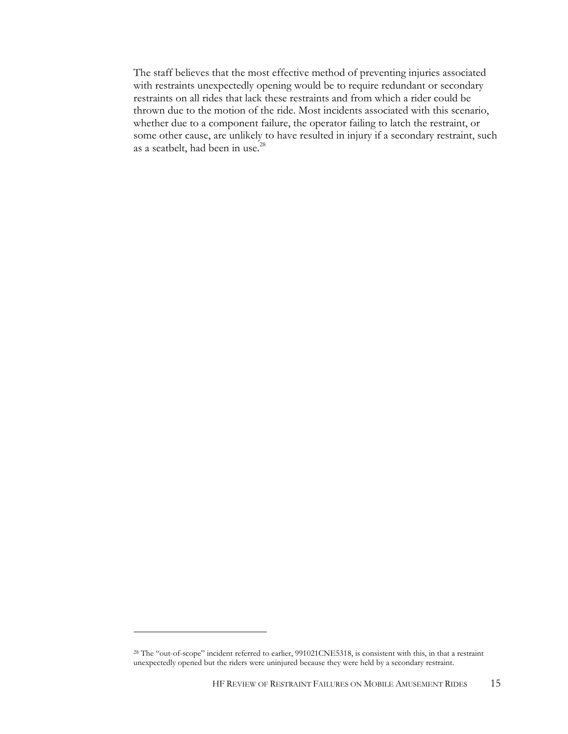The staff believes that the most effective method of preventing injuries associated with restraints unexpectedly opening would be to require redundant or secondary restraints on all rides that lack these restraints and from which a rider could be thrown due to the motion of the ride. Most incidents associated with this scenario, whether due to a component failure, the operator failing to latch the restraint, or some other cause, are unlikely to have resulted in injury if a secondary restraint, such as a seatbelt, had been in use.[28]

---

[28] The "out-of-scope" incident referred to earlier, 991021CNE5318, is consistent with this, in that a restraint unexpectedly opened but the riders were uninjured because they were held by a secondary restraint.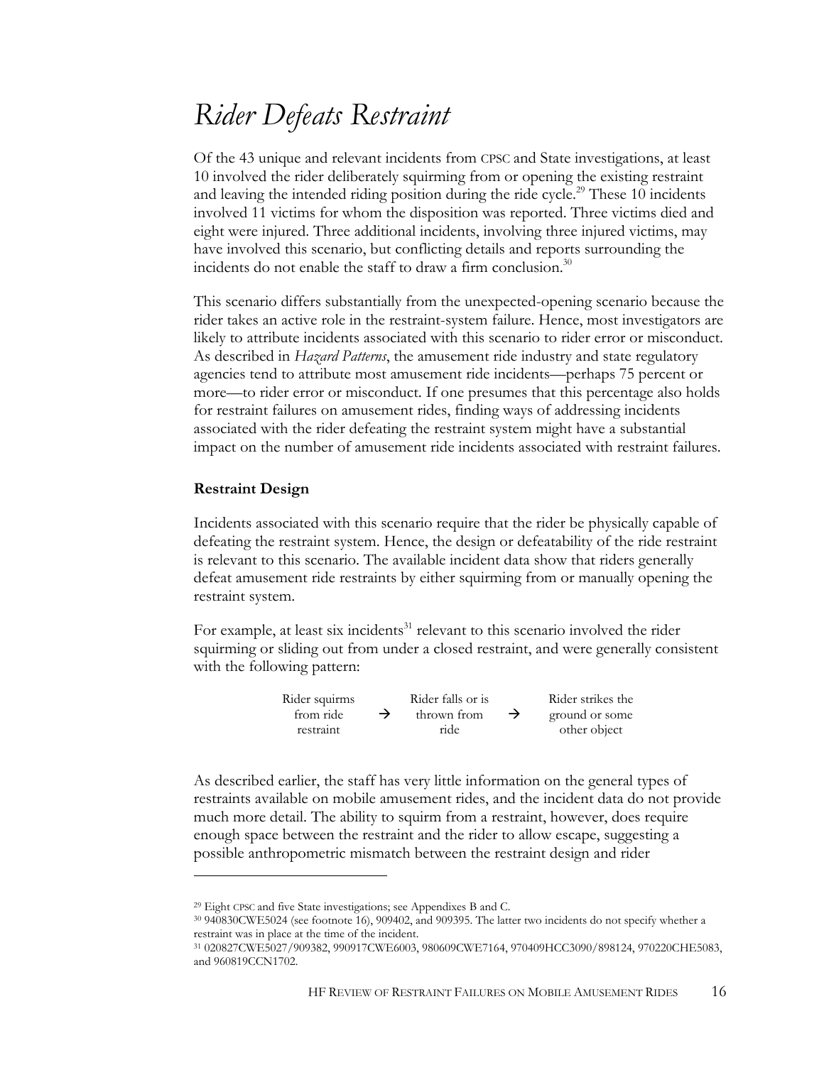# *Rider Defeats Restraint*

Of the 43 unique and relevant incidents from CPSC and State investigations, at least 10 involved the rider deliberately squirming from or opening the existing restraint and leaving the intended riding position during the ride cycle.[29] These 10 incidents involved 11 victims for whom the disposition was reported. Three victims died and eight were injured. Three additional incidents, involving three injured victims, may have involved this scenario, but conflicting details and reports surrounding the incidents do not enable the staff to draw a firm conclusion.[30]

This scenario differs substantially from the unexpected-opening scenario because the rider takes an active role in the restraint-system failure. Hence, most investigators are likely to attribute incidents associated with this scenario to rider error or misconduct. As described in *Hazard Patterns*, the amusement ride industry and state regulatory agencies tend to attribute most amusement ride incidents—perhaps 75 percent or more—to rider error or misconduct. If one presumes that this percentage also holds for restraint failures on amusement rides, finding ways of addressing incidents associated with the rider defeating the restraint system might have a substantial impact on the number of amusement ride incidents associated with restraint failures.

### Restraint Design

Incidents associated with this scenario require that the rider be physically capable of defeating the restraint system. Hence, the design or defeatability of the ride restraint is relevant to this scenario. The available incident data show that riders generally defeat amusement ride restraints by either squirming from or manually opening the restraint system.

For example, at least six incidents[31] relevant to this scenario involved the rider squirming or sliding out from under a closed restraint, and were generally consistent with the following pattern:

Rider squirms from ride restraint → Rider falls or is thrown from ride → Rider strikes the ground or some other object

As described earlier, the staff has very little information on the general types of restraints available on mobile amusement rides, and the incident data do not provide much more detail. The ability to squirm from a restraint, however, does require enough space between the restraint and the rider to allow escape, suggesting a possible anthropometric mismatch between the restraint design and rider

---

[29] Eight CPSC and five State investigations; see Appendixes B and C.

[30] 940830CWE5024 (see footnote 16), 909402, and 909395. The latter two incidents do not specify whether a restraint was in place at the time of the incident.

[31] 020827CWE5027/909382, 990917CWE6003, 980609CWE7164, 970409HCC3090/898124, 970220CHE5083, and 960819CCN1702.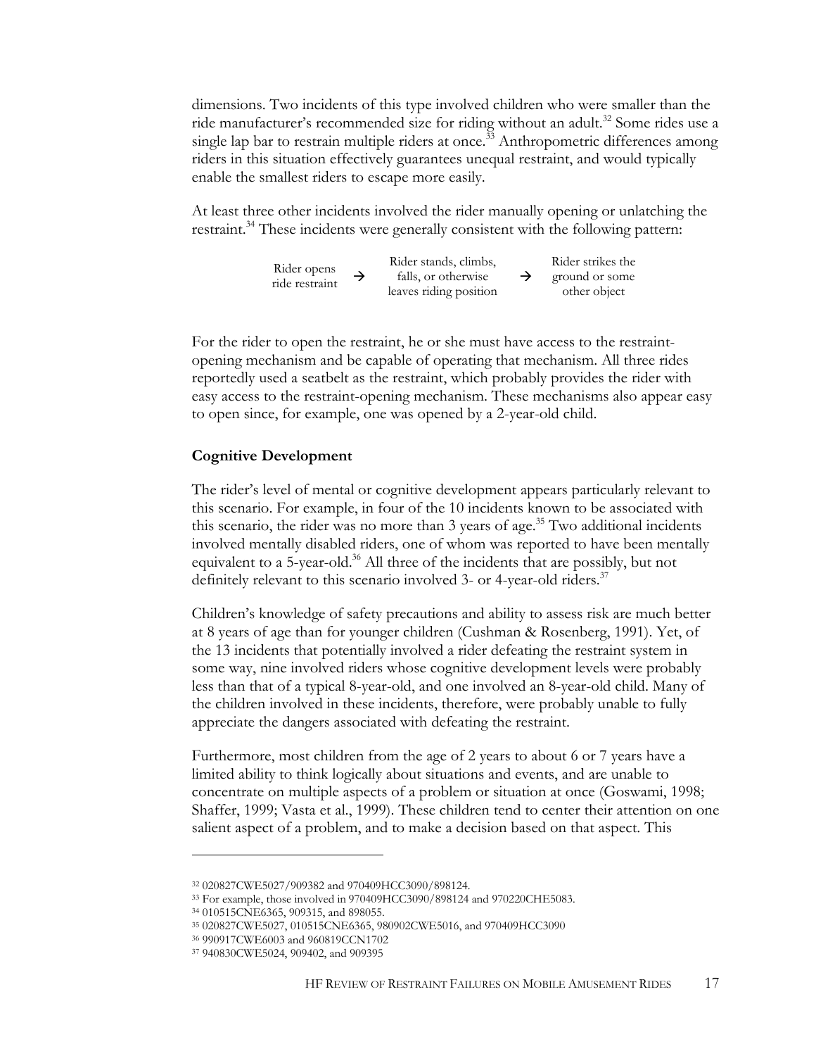dimensions. Two incidents of this type involved children who were smaller than the ride manufacturer's recommended size for riding without an adult.[32] Some rides use a single lap bar to restrain multiple riders at once.[33] Anthropometric differences among riders in this situation effectively guarantees unequal restraint, and would typically enable the smallest riders to escape more easily.

At least three other incidents involved the rider manually opening or unlatching the restraint.[34] These incidents were generally consistent with the following pattern:

Rider opens ride restraint → Rider stands, climbs, falls, or otherwise leaves riding position → Rider strikes the ground or some other object

For the rider to open the restraint, he or she must have access to the restraint-opening mechanism and be capable of operating that mechanism. All three rides reportedly used a seatbelt as the restraint, which probably provides the rider with easy access to the restraint-opening mechanism. These mechanisms also appear easy to open since, for example, one was opened by a 2-year-old child.

**Cognitive Development**

The rider's level of mental or cognitive development appears particularly relevant to this scenario. For example, in four of the 10 incidents known to be associated with this scenario, the rider was no more than 3 years of age.[35] Two additional incidents involved mentally disabled riders, one of whom was reported to have been mentally equivalent to a 5-year-old.[36] All three of the incidents that are possibly, but not definitely relevant to this scenario involved 3- or 4-year-old riders.[37]

Children's knowledge of safety precautions and ability to assess risk are much better at 8 years of age than for younger children (Cushman & Rosenberg, 1991). Yet, of the 13 incidents that potentially involved a rider defeating the restraint system in some way, nine involved riders whose cognitive development levels were probably less than that of a typical 8-year-old, and one involved an 8-year-old child. Many of the children involved in these incidents, therefore, were probably unable to fully appreciate the dangers associated with defeating the restraint.

Furthermore, most children from the age of 2 years to about 6 or 7 years have a limited ability to think logically about situations and events, and are unable to concentrate on multiple aspects of a problem or situation at once (Goswami, 1998; Shaffer, 1999; Vasta et al., 1999). These children tend to center their attention on one salient aspect of a problem, and to make a decision based on that aspect. This

---

[32] 020827CWE5027/909382 and 970409HCC3090/898124.

[33] For example, those involved in 970409HCC3090/898124 and 970220CHE5083.

[34] 010515CNE6365, 909315, and 898055.

[35] 020827CWE5027, 010515CNE6365, 980902CWE5016, and 970409HCC3090

[36] 990917CWE6003 and 960819CCN1702

[37] 940830CWE5024, 909402, and 909395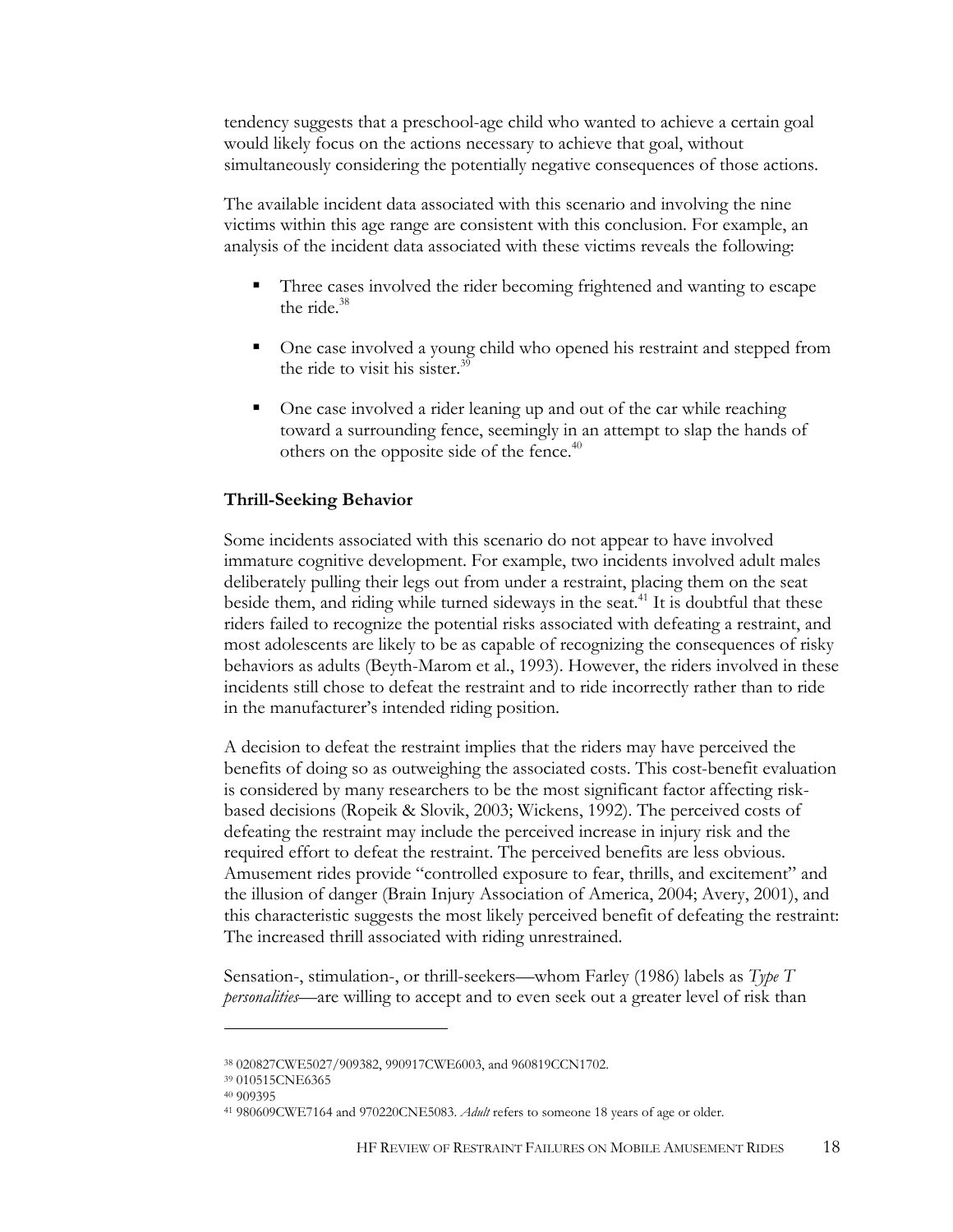tendency suggests that a preschool-age child who wanted to achieve a certain goal would likely focus on the actions necessary to achieve that goal, without simultaneously considering the potentially negative consequences of those actions.

The available incident data associated with this scenario and involving the nine victims within this age range are consistent with this conclusion. For example, an analysis of the incident data associated with these victims reveals the following:

- Three cases involved the rider becoming frightened and wanting to escape the ride.[38]
- One case involved a young child who opened his restraint and stepped from the ride to visit his sister.[39]
- One case involved a rider leaning up and out of the car while reaching toward a surrounding fence, seemingly in an attempt to slap the hands of others on the opposite side of the fence.[40]

**Thrill-Seeking Behavior**

Some incidents associated with this scenario do not appear to have involved immature cognitive development. For example, two incidents involved adult males deliberately pulling their legs out from under a restraint, placing them on the seat beside them, and riding while turned sideways in the seat.[41] It is doubtful that these riders failed to recognize the potential risks associated with defeating a restraint, and most adolescents are likely to be as capable of recognizing the consequences of risky behaviors as adults (Beyth-Marom et al., 1993). However, the riders involved in these incidents still chose to defeat the restraint and to ride incorrectly rather than to ride in the manufacturer's intended riding position.

A decision to defeat the restraint implies that the riders may have perceived the benefits of doing so as outweighing the associated costs. This cost-benefit evaluation is considered by many researchers to be the most significant factor affecting risk-based decisions (Ropeik & Slovik, 2003; Wickens, 1992). The perceived costs of defeating the restraint may include the perceived increase in injury risk and the required effort to defeat the restraint. The perceived benefits are less obvious. Amusement rides provide "controlled exposure to fear, thrills, and excitement" and the illusion of danger (Brain Injury Association of America, 2004; Avery, 2001), and this characteristic suggests the most likely perceived benefit of defeating the restraint: The increased thrill associated with riding unrestrained.

Sensation-, stimulation-, or thrill-seekers—whom Farley (1986) labels as *Type T personalities*—are willing to accept and to even seek out a greater level of risk than

---

[38] 020827CWE5027/909382, 990917CWE6003, and 960819CCN1702.

[39] 010515CNE6365

[40] 909395

[41] 980609CWE7164 and 970220CNE5083. *Adult* refers to someone 18 years of age or older.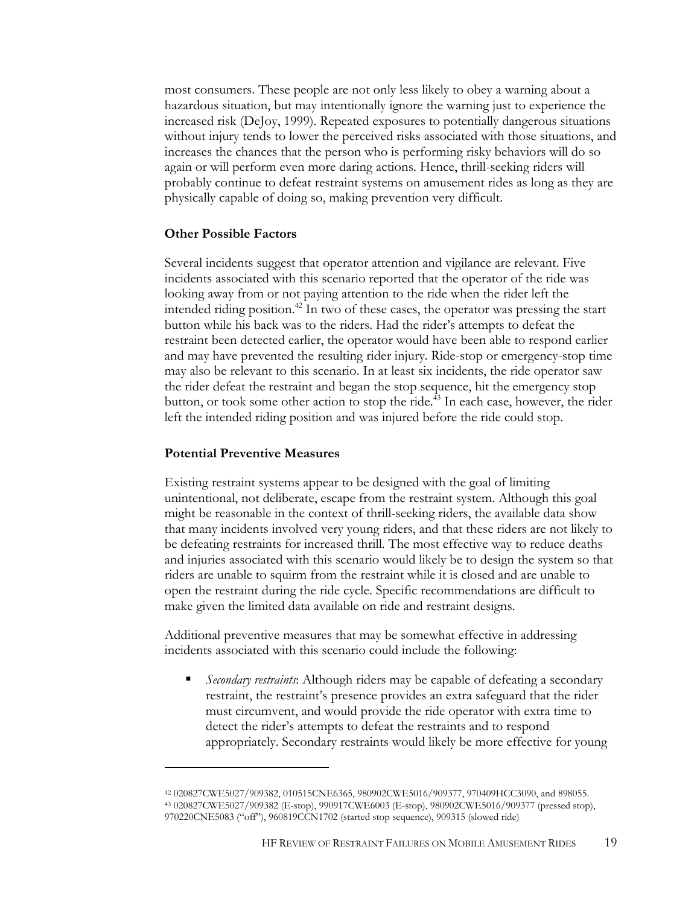most consumers. These people are not only less likely to obey a warning about a hazardous situation, but may intentionally ignore the warning just to experience the increased risk (DeJoy, 1999). Repeated exposures to potentially dangerous situations without injury tends to lower the perceived risks associated with those situations, and increases the chances that the person who is performing risky behaviors will do so again or will perform even more daring actions. Hence, thrill-seeking riders will probably continue to defeat restraint systems on amusement rides as long as they are physically capable of doing so, making prevention very difficult.

**Other Possible Factors**

Several incidents suggest that operator attention and vigilance are relevant. Five incidents associated with this scenario reported that the operator of the ride was looking away from or not paying attention to the ride when the rider left the intended riding position.[42] In two of these cases, the operator was pressing the start button while his back was to the riders. Had the rider's attempts to defeat the restraint been detected earlier, the operator would have been able to respond earlier and may have prevented the resulting rider injury. Ride-stop or emergency-stop time may also be relevant to this scenario. In at least six incidents, the ride operator saw the rider defeat the restraint and began the stop sequence, hit the emergency stop button, or took some other action to stop the ride.[43] In each case, however, the rider left the intended riding position and was injured before the ride could stop.

**Potential Preventive Measures**

Existing restraint systems appear to be designed with the goal of limiting unintentional, not deliberate, escape from the restraint system. Although this goal might be reasonable in the context of thrill-seeking riders, the available data show that many incidents involved very young riders, and that these riders are not likely to be defeating restraints for increased thrill. The most effective way to reduce deaths and injuries associated with this scenario would likely be to design the system so that riders are unable to squirm from the restraint while it is closed and are unable to open the restraint during the ride cycle. Specific recommendations are difficult to make given the limited data available on ride and restraint designs.

Additional preventive measures that may be somewhat effective in addressing incidents associated with this scenario could include the following:

- *Secondary restraints*: Although riders may be capable of defeating a secondary restraint, the restraint's presence provides an extra safeguard that the rider must circumvent, and would provide the ride operator with extra time to detect the rider's attempts to defeat the restraints and to respond appropriately. Secondary restraints would likely be more effective for young

---

[42] 020827CWE5027/909382, 010515CNE6365, 980902CWE5016/909377, 970409HCC3090, and 898055.

[43] 020827CWE5027/909382 (E-stop), 990917CWE6003 (E-stop), 980902CWE5016/909377 (pressed stop), 970220CNE5083 ("off"), 960819CCN1702 (started stop sequence), 909315 (slowed ride)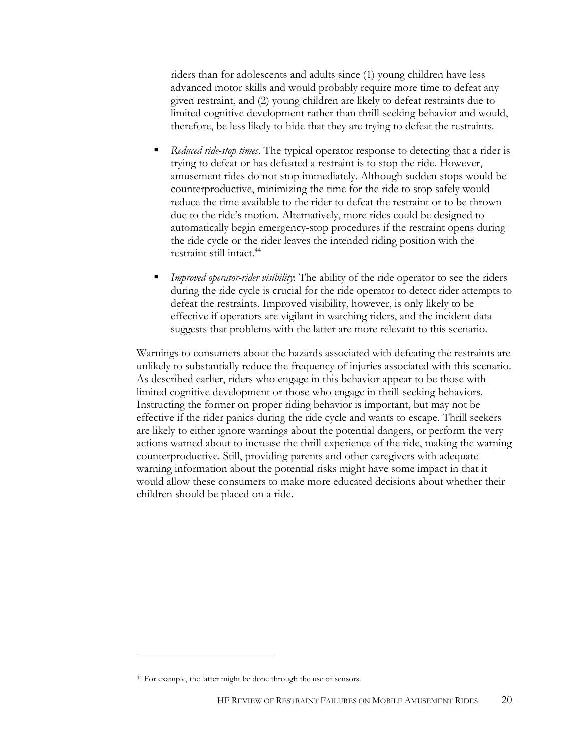riders than for adolescents and adults since (1) young children have less advanced motor skills and would probably require more time to defeat any given restraint, and (2) young children are likely to defeat restraints due to limited cognitive development rather than thrill-seeking behavior and would, therefore, be less likely to hide that they are trying to defeat the restraints.

- *Reduced ride-stop times*. The typical operator response to detecting that a rider is trying to defeat or has defeated a restraint is to stop the ride. However, amusement rides do not stop immediately. Although sudden stops would be counterproductive, minimizing the time for the ride to stop safely would reduce the time available to the rider to defeat the restraint or to be thrown due to the ride's motion. Alternatively, more rides could be designed to automatically begin emergency-stop procedures if the restraint opens during the ride cycle or the rider leaves the intended riding position with the restraint still intact.[44]
- *Improved operator-rider visibility*: The ability of the ride operator to see the riders during the ride cycle is crucial for the ride operator to detect rider attempts to defeat the restraints. Improved visibility, however, is only likely to be effective if operators are vigilant in watching riders, and the incident data suggests that problems with the latter are more relevant to this scenario.

Warnings to consumers about the hazards associated with defeating the restraints are unlikely to substantially reduce the frequency of injuries associated with this scenario. As described earlier, riders who engage in this behavior appear to be those with limited cognitive development or those who engage in thrill-seeking behaviors. Instructing the former on proper riding behavior is important, but may not be effective if the rider panics during the ride cycle and wants to escape. Thrill seekers are likely to either ignore warnings about the potential dangers, or perform the very actions warned about to increase the thrill experience of the ride, making the warning counterproductive. Still, providing parents and other caregivers with adequate warning information about the potential risks might have some impact in that it would allow these consumers to make more educated decisions about whether their children should be placed on a ride.

[44] For example, the latter might be done through the use of sensors.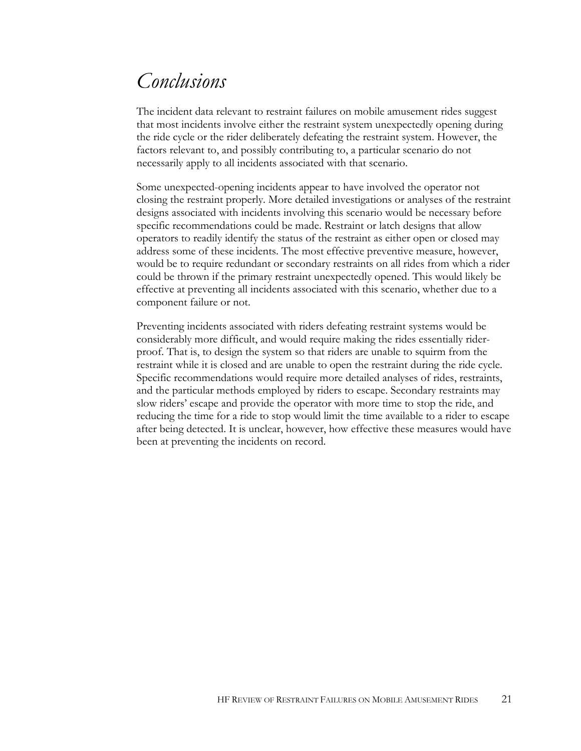# *Conclusions*

The incident data relevant to restraint failures on mobile amusement rides suggest that most incidents involve either the restraint system unexpectedly opening during the ride cycle or the rider deliberately defeating the restraint system. However, the factors relevant to, and possibly contributing to, a particular scenario do not necessarily apply to all incidents associated with that scenario.

Some unexpected-opening incidents appear to have involved the operator not closing the restraint properly. More detailed investigations or analyses of the restraint designs associated with incidents involving this scenario would be necessary before specific recommendations could be made. Restraint or latch designs that allow operators to readily identify the status of the restraint as either open or closed may address some of these incidents. The most effective preventive measure, however, would be to require redundant or secondary restraints on all rides from which a rider could be thrown if the primary restraint unexpectedly opened. This would likely be effective at preventing all incidents associated with this scenario, whether due to a component failure or not.

Preventing incidents associated with riders defeating restraint systems would be considerably more difficult, and would require making the rides essentially rider-proof. That is, to design the system so that riders are unable to squirm from the restraint while it is closed and are unable to open the restraint during the ride cycle. Specific recommendations would require more detailed analyses of rides, restraints, and the particular methods employed by riders to escape. Secondary restraints may slow riders' escape and provide the operator with more time to stop the ride, and reducing the time for a ride to stop would limit the time available to a rider to escape after being detected. It is unclear, however, how effective these measures would have been at preventing the incidents on record.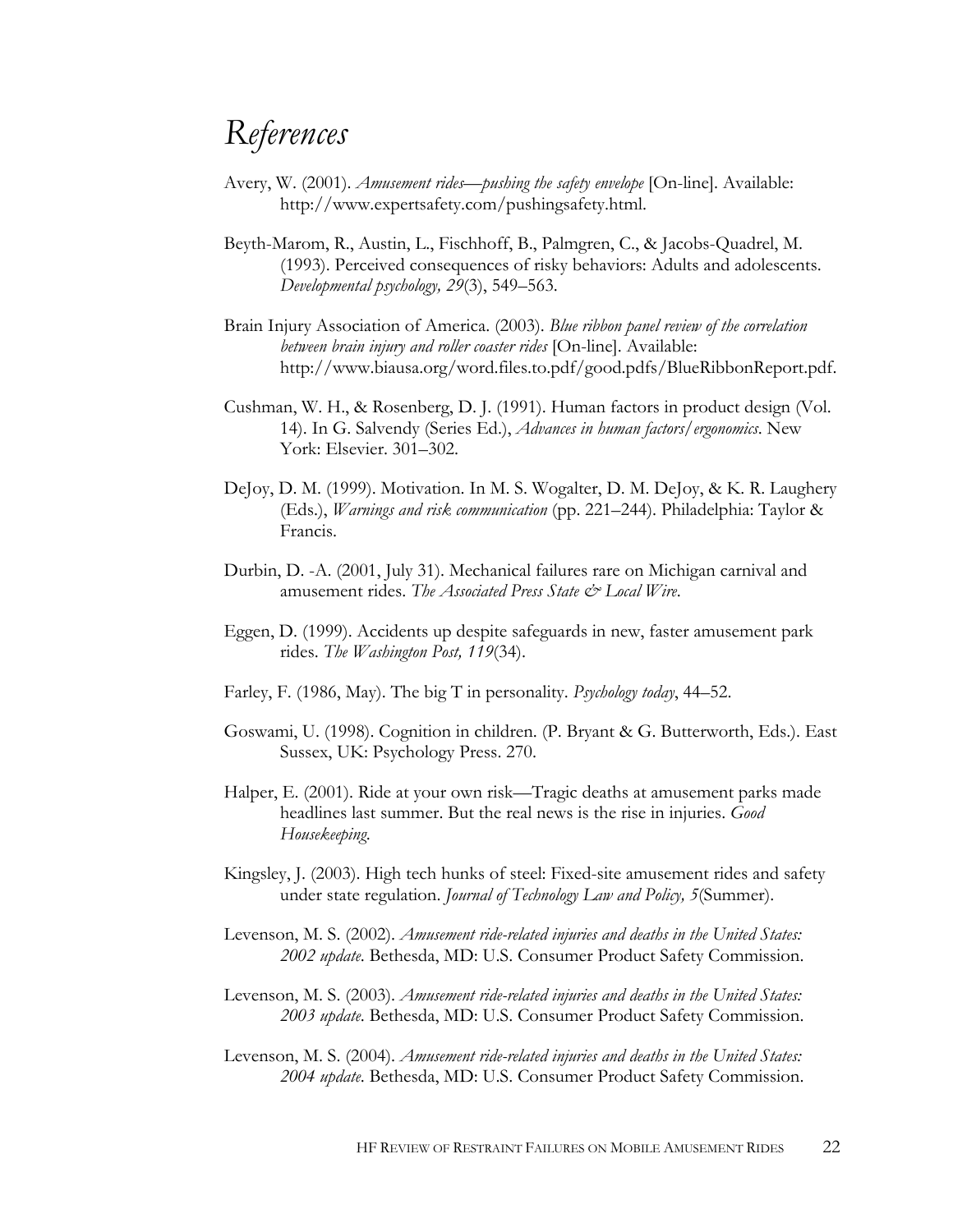# *References*

Avery, W. (2001). *Amusement rides—pushing the safety envelope* [On-line]. Available: http://www.expertsafety.com/pushingsafety.html.

Beyth-Marom, R., Austin, L., Fischhoff, B., Palmgren, C., & Jacobs-Quadrel, M. (1993). Perceived consequences of risky behaviors: Adults and adolescents. *Developmental psychology, 29*(3), 549–563.

Brain Injury Association of America. (2003). *Blue ribbon panel review of the correlation between brain injury and roller coaster rides* [On-line]. Available: http://www.biausa.org/word.files.to.pdf/good.pdfs/BlueRibbonReport.pdf.

Cushman, W. H., & Rosenberg, D. J. (1991). Human factors in product design (Vol. 14). In G. Salvendy (Series Ed.), *Advances in human factors/ergonomics*. New York: Elsevier. 301–302.

DeJoy, D. M. (1999). Motivation. In M. S. Wogalter, D. M. DeJoy, & K. R. Laughery (Eds.), *Warnings and risk communication* (pp. 221–244). Philadelphia: Taylor & Francis.

Durbin, D. -A. (2001, July 31). Mechanical failures rare on Michigan carnival and amusement rides. *The Associated Press State & Local Wire*.

Eggen, D. (1999). Accidents up despite safeguards in new, faster amusement park rides. *The Washington Post, 119*(34).

Farley, F. (1986, May). The big T in personality. *Psychology today*, 44–52.

Goswami, U. (1998). Cognition in children. (P. Bryant & G. Butterworth, Eds.). East Sussex, UK: Psychology Press. 270.

Halper, E. (2001). Ride at your own risk—Tragic deaths at amusement parks made headlines last summer. But the real news is the rise in injuries. *Good Housekeeping*.

Kingsley, J. (2003). High tech hunks of steel: Fixed-site amusement rides and safety under state regulation. *Journal of Technology Law and Policy, 5*(Summer).

Levenson, M. S. (2002). *Amusement ride-related injuries and deaths in the United States: 2002 update*. Bethesda, MD: U.S. Consumer Product Safety Commission.

Levenson, M. S. (2003). *Amusement ride-related injuries and deaths in the United States: 2003 update*. Bethesda, MD: U.S. Consumer Product Safety Commission.

Levenson, M. S. (2004). *Amusement ride-related injuries and deaths in the United States: 2004 update*. Bethesda, MD: U.S. Consumer Product Safety Commission.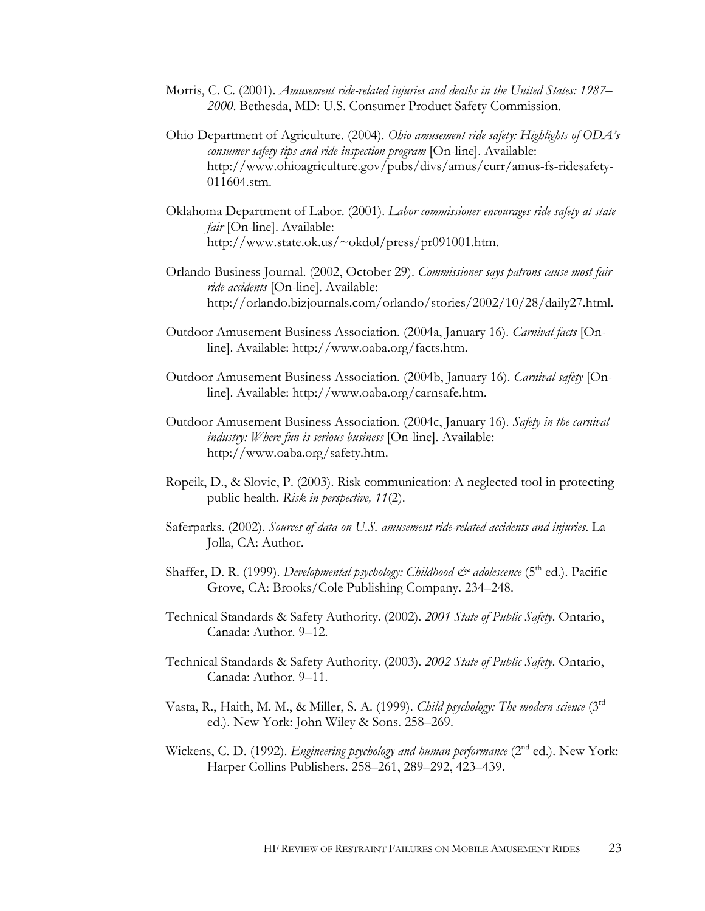Morris, C. C. (2001). *Amusement ride-related injuries and deaths in the United States: 1987–2000*. Bethesda, MD: U.S. Consumer Product Safety Commission.

Ohio Department of Agriculture. (2004). *Ohio amusement ride safety: Highlights of ODA's consumer safety tips and ride inspection program* [On-line]. Available: http://www.ohioagriculture.gov/pubs/divs/amus/curr/amus-fs-ridesafety-011604.stm.

Oklahoma Department of Labor. (2001). *Labor commissioner encourages ride safety at state fair* [On-line]. Available: http://www.state.ok.us/~okdol/press/pr091001.htm.

Orlando Business Journal. (2002, October 29). *Commissioner says patrons cause most fair ride accidents* [On-line]. Available: http://orlando.bizjournals.com/orlando/stories/2002/10/28/daily27.html.

Outdoor Amusement Business Association. (2004a, January 16). *Carnival facts* [On-line]. Available: http://www.oaba.org/facts.htm.

Outdoor Amusement Business Association. (2004b, January 16). *Carnival safety* [On-line]. Available: http://www.oaba.org/carnsafe.htm.

Outdoor Amusement Business Association. (2004c, January 16). *Safety in the carnival industry: Where fun is serious business* [On-line]. Available: http://www.oaba.org/safety.htm.

Ropeik, D., & Slovic, P. (2003). Risk communication: A neglected tool in protecting public health. *Risk in perspective, 11*(2).

Saferparks. (2002). *Sources of data on U.S. amusement ride-related accidents and injuries*. La Jolla, CA: Author.

Shaffer, D. R. (1999). *Developmental psychology: Childhood & adolescence* (5th ed.). Pacific Grove, CA: Brooks/Cole Publishing Company. 234–248.

Technical Standards & Safety Authority. (2002). *2001 State of Public Safety*. Ontario, Canada: Author. 9–12.

Technical Standards & Safety Authority. (2003). *2002 State of Public Safety*. Ontario, Canada: Author. 9–11.

Vasta, R., Haith, M. M., & Miller, S. A. (1999). *Child psychology: The modern science* (3rd ed.). New York: John Wiley & Sons. 258–269.

Wickens, C. D. (1992). *Engineering psychology and human performance* (2nd ed.). New York: Harper Collins Publishers. 258–261, 289–292, 423–439.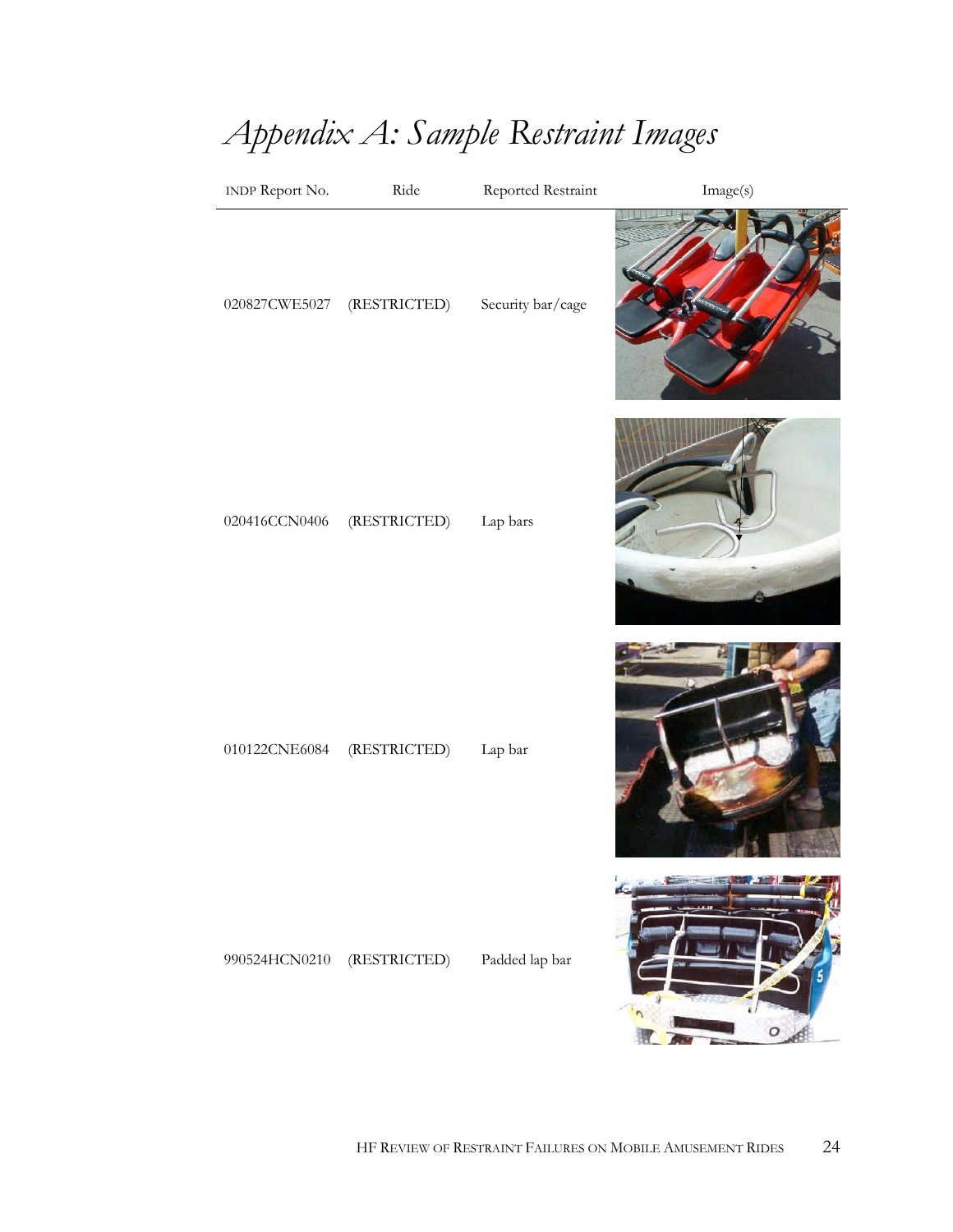# *Appendix A: Sample Restraint Images*

| INDP Report No. | Ride | Reported Restraint | Image(s) |
|---|---|---|---|
| 020827CWE5027 | (RESTRICTED) | Security bar/cage | |
| 020416CCN0406 | (RESTRICTED) | Lap bars | |
| 010122CNE6084 | (RESTRICTED) | Lap bar | |
| 990524HCN0210 | (RESTRICTED) | Padded lap bar | |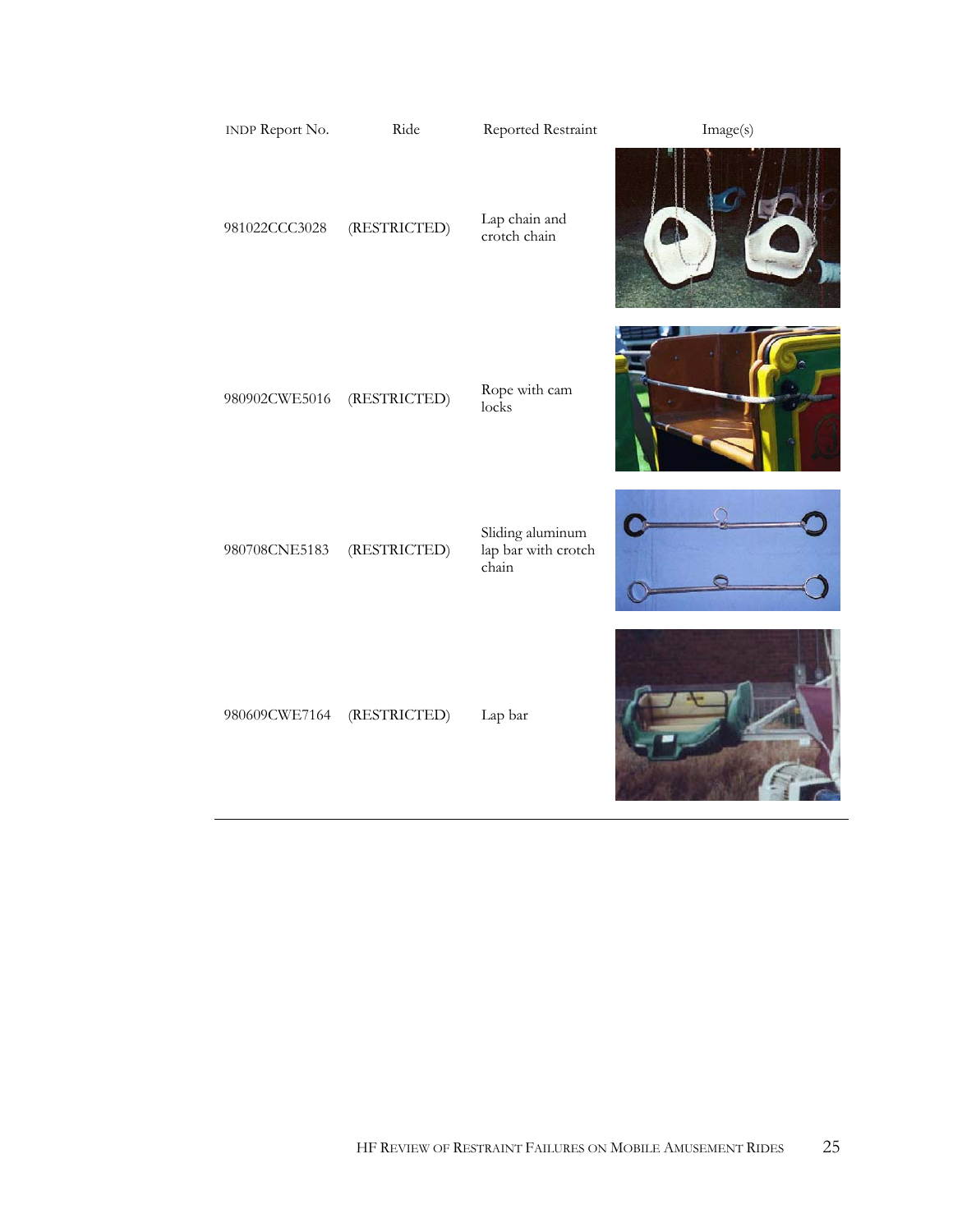| INDP Report No. | Ride | Reported Restraint | Image(s) |
| --- | --- | --- | --- |
| 981022CCC3028 | (RESTRICTED) | Lap chain and crotch chain | |
| 980902CWE5016 | (RESTRICTED) | Rope with cam locks | |
| 980708CNE5183 | (RESTRICTED) | Sliding aluminum lap bar with crotch chain | |
| 980609CWE7164 | (RESTRICTED) | Lap bar | |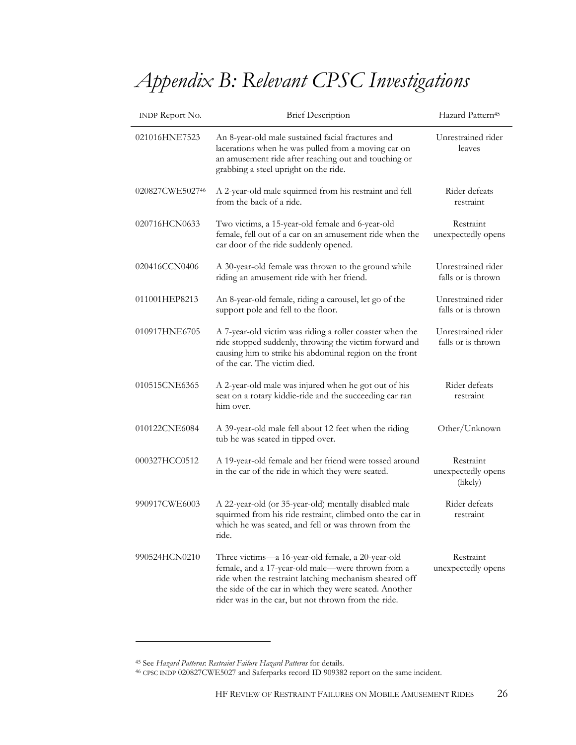# *Appendix B: Relevant CPSC Investigations*

| INDP Report No. | Brief Description | Hazard Pattern[45] |
|---|---|---|
| 021016HNE7523 | An 8-year-old male sustained facial fractures and lacerations when he was pulled from a moving car on an amusement ride after reaching out and touching or grabbing a steel upright on the ride. | Unrestrained rider leaves |
| 020827CWE5027[46] | A 2-year-old male squirmed from his restraint and fell from the back of a ride. | Rider defeats restraint |
| 020716HCN0633 | Two victims, a 15-year-old female and 6-year-old female, fell out of a car on an amusement ride when the car door of the ride suddenly opened. | Restraint unexpectedly opens |
| 020416CCN0406 | A 30-year-old female was thrown to the ground while riding an amusement ride with her friend. | Unrestrained rider falls or is thrown |
| 011001HEP8213 | An 8-year-old female, riding a carousel, let go of the support pole and fell to the floor. | Unrestrained rider falls or is thrown |
| 010917HNE6705 | A 7-year-old victim was riding a roller coaster when the ride stopped suddenly, throwing the victim forward and causing him to strike his abdominal region on the front of the car. The victim died. | Unrestrained rider falls or is thrown |
| 010515CNE6365 | A 2-year-old male was injured when he got out of his seat on a rotary kiddie-ride and the succeeding car ran him over. | Rider defeats restraint |
| 010122CNE6084 | A 39-year-old male fell about 12 feet when the riding tub he was seated in tipped over. | Other/Unknown |
| 000327HCC0512 | A 19-year-old female and her friend were tossed around in the car of the ride in which they were seated. | Restraint unexpectedly opens (likely) |
| 990917CWE6003 | A 22-year-old (or 35-year-old) mentally disabled male squirmed from his ride restraint, climbed onto the car in which he was seated, and fell or was thrown from the ride. | Rider defeats restraint |
| 990524HCN0210 | Three victims—a 16-year-old female, a 20-year-old female, and a 17-year-old male—were thrown from a ride when the restraint latching mechanism sheared off the side of the car in which they were seated. Another rider was in the car, but not thrown from the ride. | Restraint unexpectedly opens |

[45] See *Hazard Patterns*: *Restraint Failure Hazard Patterns* for details.

[46] CPSC INDP 020827CWE5027 and Saferparks record ID 909382 report on the same incident.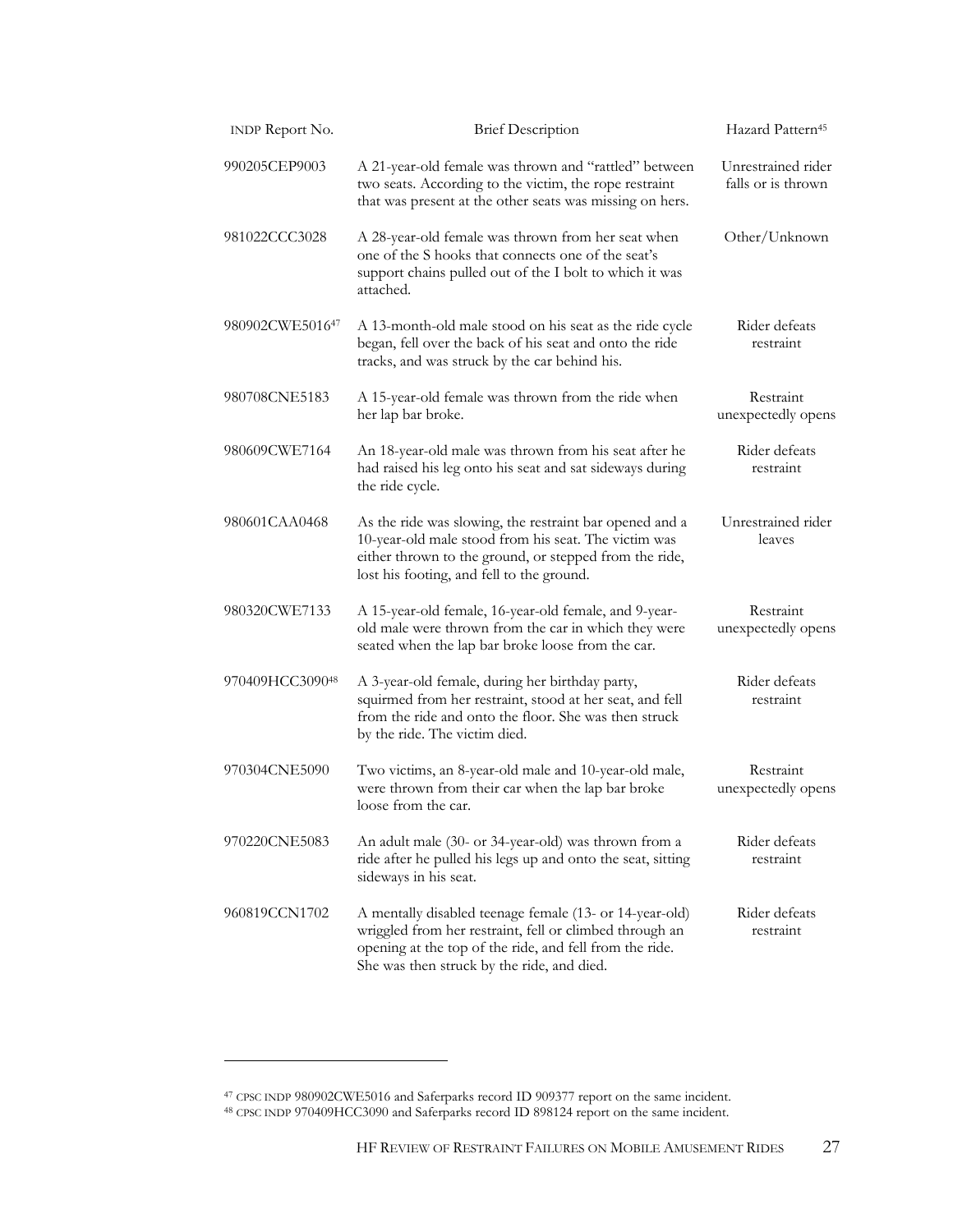| INDP Report No. | Brief Description | Hazard Pattern[45] |
|---|---|---|
| 990205CEP9003 | A 21-year-old female was thrown and "rattled" between two seats. According to the victim, the rope restraint that was present at the other seats was missing on hers. | Unrestrained rider falls or is thrown |
| 981022CCC3028 | A 28-year-old female was thrown from her seat when one of the S hooks that connects one of the seat's support chains pulled out of the I bolt to which it was attached. | Other/Unknown |
| 980902CWE5016[47] | A 13-month-old male stood on his seat as the ride cycle began, fell over the back of his seat and onto the ride tracks, and was struck by the car behind his. | Rider defeats restraint |
| 980708CNE5183 | A 15-year-old female was thrown from the ride when her lap bar broke. | Restraint unexpectedly opens |
| 980609CWE7164 | An 18-year-old male was thrown from his seat after he had raised his leg onto his seat and sat sideways during the ride cycle. | Rider defeats restraint |
| 980601CAA0468 | As the ride was slowing, the restraint bar opened and a 10-year-old male stood from his seat. The victim was either thrown to the ground, or stepped from the ride, lost his footing, and fell to the ground. | Unrestrained rider leaves |
| 980320CWE7133 | A 15-year-old female, 16-year-old female, and 9-year-old male were thrown from the car in which they were seated when the lap bar broke loose from the car. | Restraint unexpectedly opens |
| 970409HCC3090[48] | A 3-year-old female, during her birthday party, squirmed from her restraint, stood at her seat, and fell from the ride and onto the floor. She was then struck by the ride. The victim died. | Rider defeats restraint |
| 970304CNE5090 | Two victims, an 8-year-old male and 10-year-old male, were thrown from their car when the lap bar broke loose from the car. | Restraint unexpectedly opens |
| 970220CNE5083 | An adult male (30- or 34-year-old) was thrown from a ride after he pulled his legs up and onto the seat, sitting sideways in his seat. | Rider defeats restraint |
| 960819CCN1702 | A mentally disabled teenage female (13- or 14-year-old) wriggled from her restraint, fell or climbed through an opening at the top of the ride, and fell from the ride. She was then struck by the ride, and died. | Rider defeats restraint |

[47] CPSC INDP 980902CWE5016 and Saferparks record ID 909377 report on the same incident.
[48] CPSC INDP 970409HCC3090 and Saferparks record ID 898124 report on the same incident.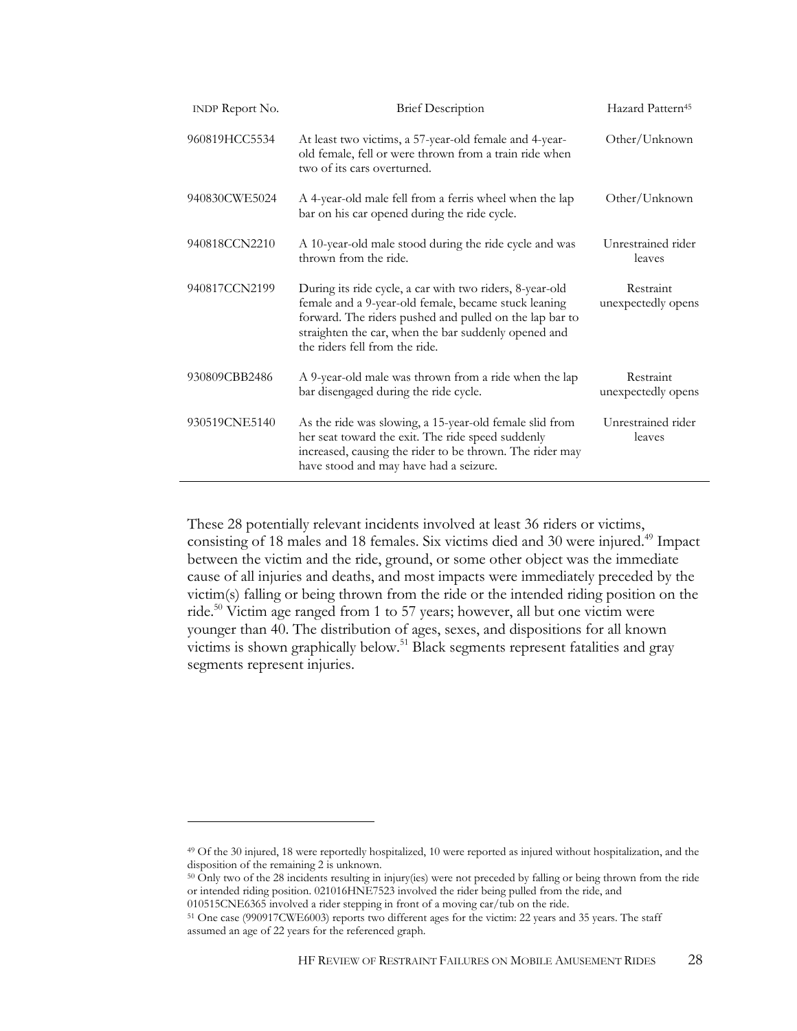| INDP Report No. | Brief Description | Hazard Pattern[45] |
| --- | --- | --- |
| 960819HCC5534 | At least two victims, a 57-year-old female and 4-year-old female, fell or were thrown from a train ride when two of its cars overturned. | Other/Unknown |
| 940830CWE5024 | A 4-year-old male fell from a ferris wheel when the lap bar on his car opened during the ride cycle. | Other/Unknown |
| 940818CCN2210 | A 10-year-old male stood during the ride cycle and was thrown from the ride. | Unrestrained rider leaves |
| 940817CCN2199 | During its ride cycle, a car with two riders, 8-year-old female and a 9-year-old female, became stuck leaning forward. The riders pushed and pulled on the lap bar to straighten the car, when the bar suddenly opened and the riders fell from the ride. | Restraint unexpectedly opens |
| 930809CBB2486 | A 9-year-old male was thrown from a ride when the lap bar disengaged during the ride cycle. | Restraint unexpectedly opens |
| 930519CNE5140 | As the ride was slowing, a 15-year-old female slid from her seat toward the exit. The ride speed suddenly increased, causing the rider to be thrown. The rider may have stood and may have had a seizure. | Unrestrained rider leaves |

These 28 potentially relevant incidents involved at least 36 riders or victims, consisting of 18 males and 18 females. Six victims died and 30 were injured.[49] Impact between the victim and the ride, ground, or some other object was the immediate cause of all injuries and deaths, and most impacts were immediately preceded by the victim(s) falling or being thrown from the ride or the intended riding position on the ride.[50] Victim age ranged from 1 to 57 years; however, all but one victim were younger than 40. The distribution of ages, sexes, and dispositions for all known victims is shown graphically below.[51] Black segments represent fatalities and gray segments represent injuries.

---

[49] Of the 30 injured, 18 were reportedly hospitalized, 10 were reported as injured without hospitalization, and the disposition of the remaining 2 is unknown.

[50] Only two of the 28 incidents resulting in injury(ies) were not preceded by falling or being thrown from the ride or intended riding position. 021016HNE7523 involved the rider being pulled from the ride, and 010515CNE6365 involved a rider stepping in front of a moving car/tub on the ride.

[51] One case (990917CWE6003) reports two different ages for the victim: 22 years and 35 years. The staff assumed an age of 22 years for the referenced graph.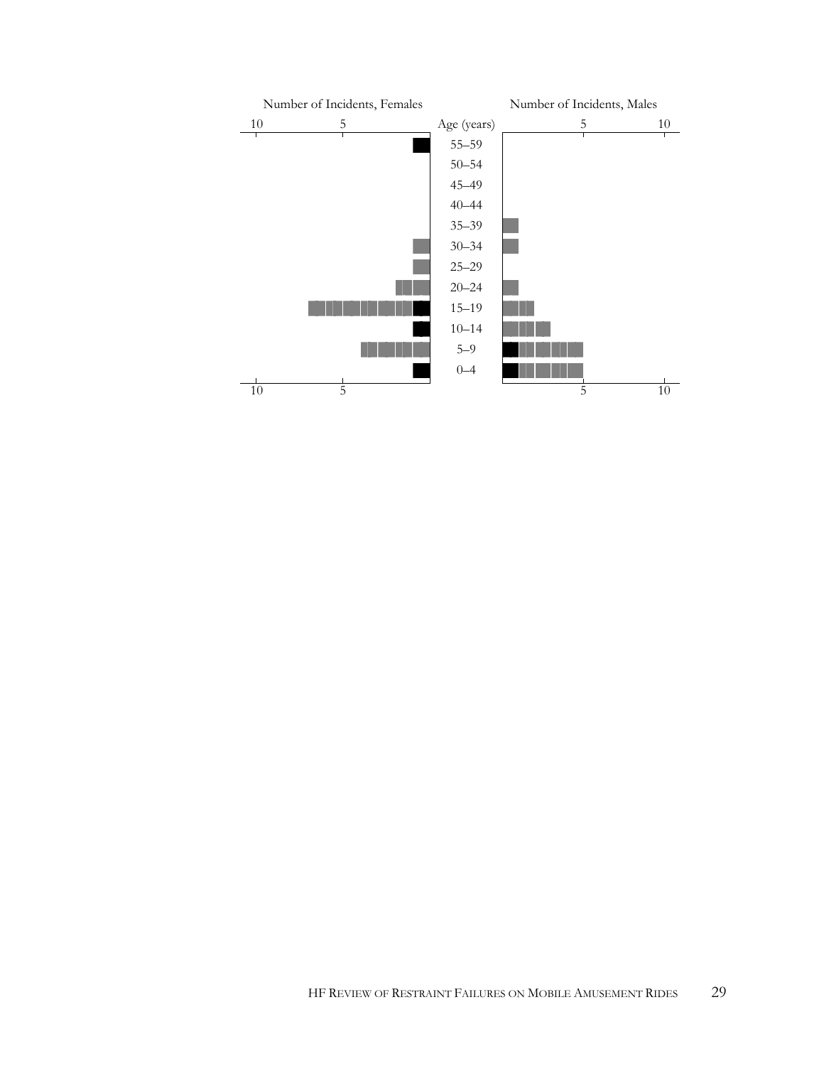Number of Incidents, Females

Number of Incidents, Males

Age (years)

55–59

50–54

45–49

40–44

35–39

30–34

25–29

20–24

15–19

10–14

5–9

0–4

10 5

5 10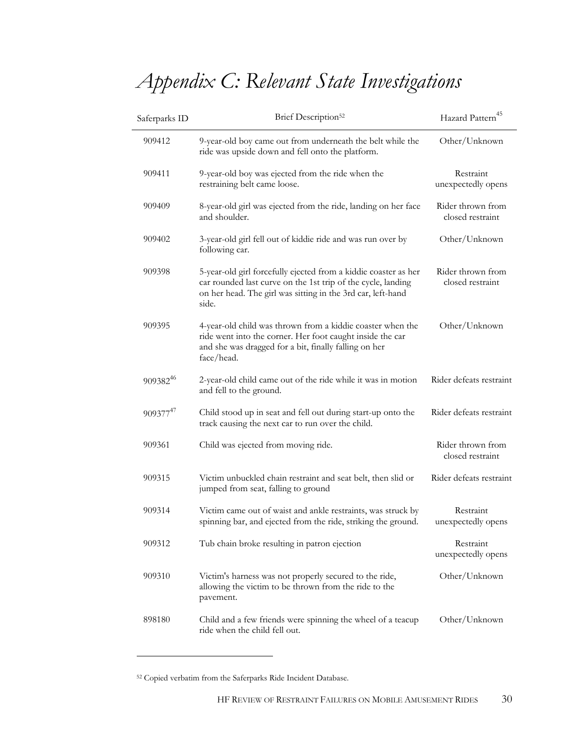# *Appendix C: Relevant State Investigations*

| Saferparks ID | Brief Description[52] | Hazard Pattern[45] |
|---|---|---|
| 909412 | 9-year-old boy came out from underneath the belt while the ride was upside down and fell onto the platform. | Other/Unknown |
| 909411 | 9-year-old boy was ejected from the ride when the restraining belt came loose. | Restraint unexpectedly opens |
| 909409 | 8-year-old girl was ejected from the ride, landing on her face and shoulder. | Rider thrown from closed restraint |
| 909402 | 3-year-old girl fell out of kiddie ride and was run over by following car. | Other/Unknown |
| 909398 | 5-year-old girl forcefully ejected from a kiddie coaster as her car rounded last curve on the 1st trip of the cycle, landing on her head. The girl was sitting in the 3rd car, left-hand side. | Rider thrown from closed restraint |
| 909395 | 4-year-old child was thrown from a kiddie coaster when the ride went into the corner. Her foot caught inside the car and she was dragged for a bit, finally falling on her face/head. | Other/Unknown |
| 909382[46] | 2-year-old child came out of the ride while it was in motion and fell to the ground. | Rider defeats restraint |
| 909377[47] | Child stood up in seat and fell out during start-up onto the track causing the next car to run over the child. | Rider defeats restraint |
| 909361 | Child was ejected from moving ride. | Rider thrown from closed restraint |
| 909315 | Victim unbuckled chain restraint and seat belt, then slid or jumped from seat, falling to ground | Rider defeats restraint |
| 909314 | Victim came out of waist and ankle restraints, was struck by spinning bar, and ejected from the ride, striking the ground. | Restraint unexpectedly opens |
| 909312 | Tub chain broke resulting in patron ejection | Restraint unexpectedly opens |
| 909310 | Victim's harness was not properly secured to the ride, allowing the victim to be thrown from the ride to the pavement. | Other/Unknown |
| 898180 | Child and a few friends were spinning the wheel of a teacup ride when the child fell out. | Other/Unknown |

[52] Copied verbatim from the Saferparks Ride Incident Database.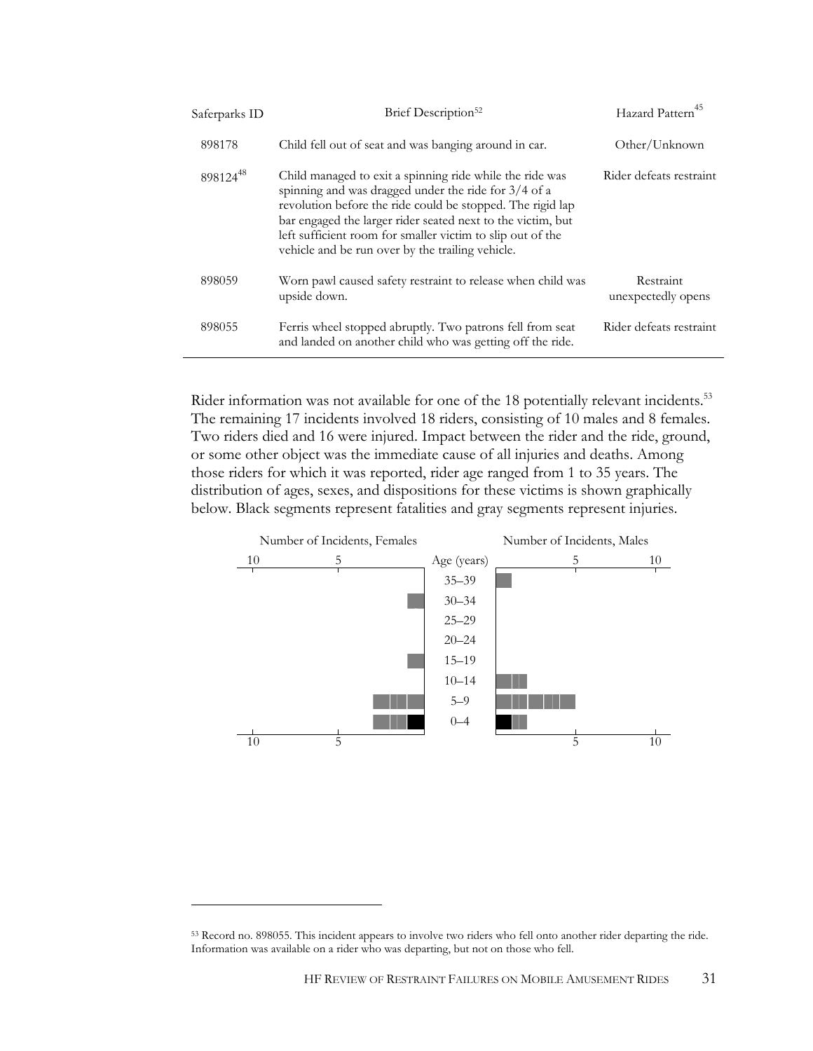| Saferparks ID | Brief Description[52] | Hazard Pattern[45] |
|---|---|---|
| 898178 | Child fell out of seat and was banging around in car. | Other/Unknown |
| 898124[48] | Child managed to exit a spinning ride while the ride was spinning and was dragged under the ride for 3/4 of a revolution before the ride could be stopped. The rigid lap bar engaged the larger rider seated next to the victim, but left sufficient room for smaller victim to slip out of the vehicle and be run over by the trailing vehicle. | Rider defeats restraint |
| 898059 | Worn pawl caused safety restraint to release when child was upside down. | Restraint unexpectedly opens |
| 898055 | Ferris wheel stopped abruptly. Two patrons fell from seat and landed on another child who was getting off the ride. | Rider defeats restraint |

Rider information was not available for one of the 18 potentially relevant incidents.[53] The remaining 17 incidents involved 18 riders, consisting of 10 males and 8 females. Two riders died and 16 were injured. Impact between the rider and the ride, ground, or some other object was the immediate cause of all injuries and deaths. Among those riders for which it was reported, rider age ranged from 1 to 35 years. The distribution of ages, sexes, and dispositions for these victims is shown graphically below. Black segments represent fatalities and gray segments represent injuries.

Number of Incidents, Females
Number of Incidents, Males
Age (years)
10 5 5 10
35–39
30–34
25–29
20–24
15–19
10–14
5–9
0–4
10 5 5 10

[53] Record no. 898055. This incident appears to involve two riders who fell onto another rider departing the ride. Information was available on a rider who was departing, but not on those who fell.